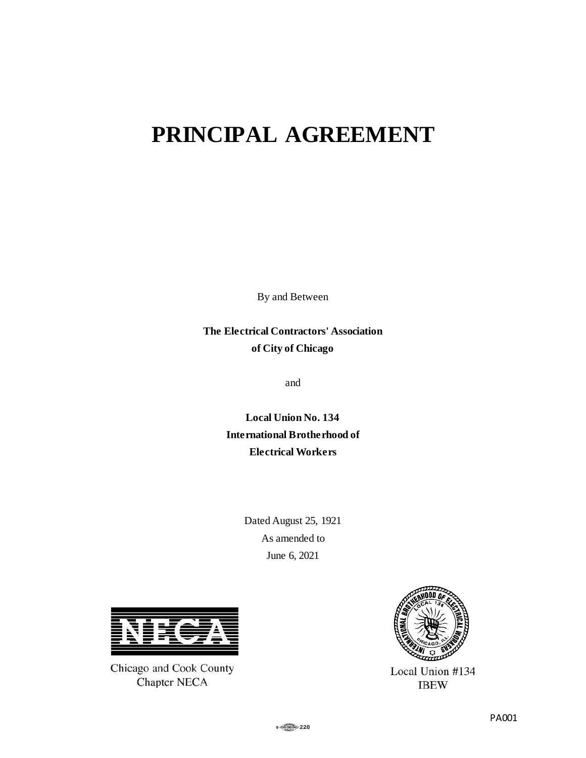# PRINCIPAL AGREEMENT

By and Between

**The Electrical Contractors' Association of City of Chicago**

and

**Local Union No. 134 International Brotherhood of Electrical Workers**

Dated August 25, 1921
As amended to
June 6, 2021

Chicago and Cook County Chapter NECA

Local Union #134 IBEW

PA001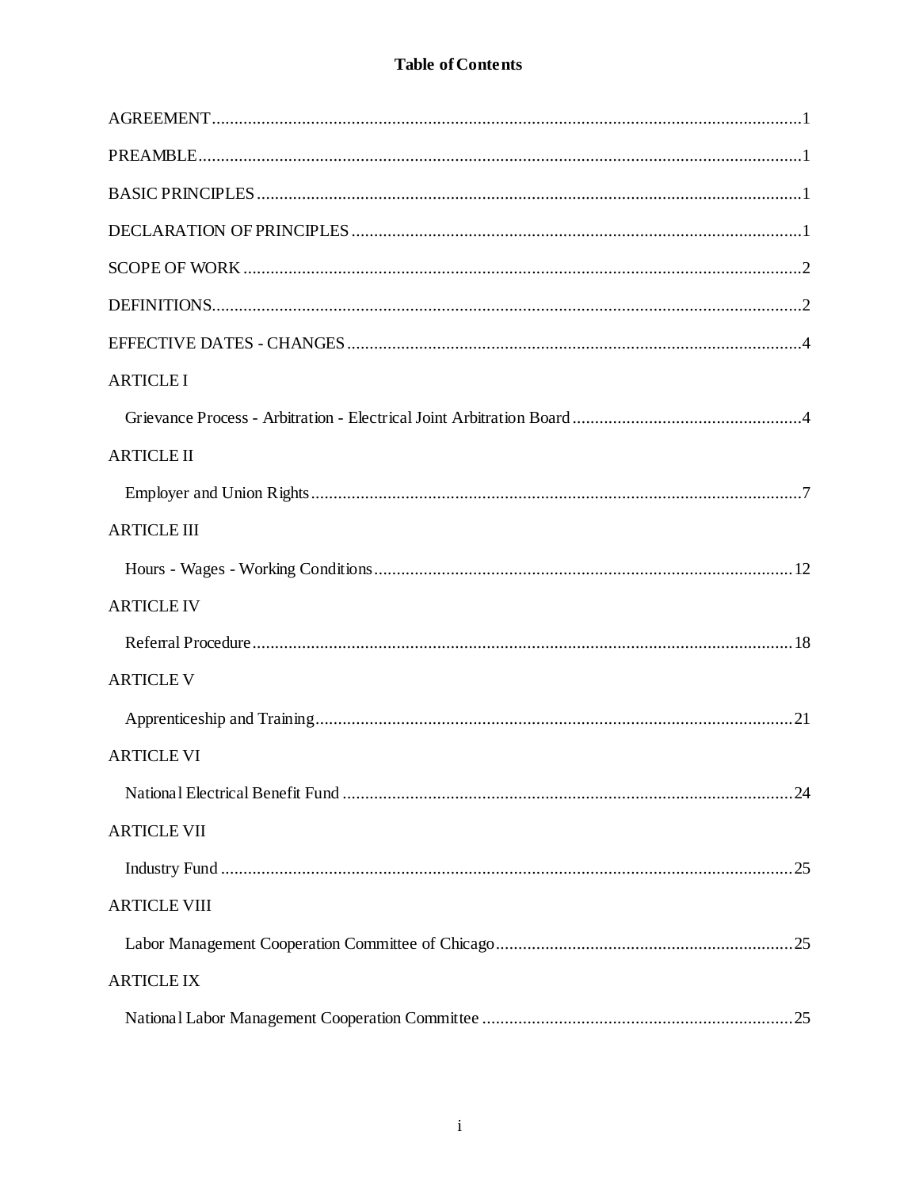# Table of Contents

AGREEMENT ..... 1

PREAMBLE ..... 1

BASIC PRINCIPLES ..... 1

DECLARATION OF PRINCIPLES ..... 1

SCOPE OF WORK ..... 2

DEFINITIONS ..... 2

EFFECTIVE DATES - CHANGES ..... 4

ARTICLE I

- Grievance Process - Arbitration - Electrical Joint Arbitration Board ..... 4

ARTICLE II

- Employer and Union Rights ..... 7

ARTICLE III

- Hours - Wages - Working Conditions ..... 12

ARTICLE IV

- Referral Procedure ..... 18

ARTICLE V

- Apprenticeship and Training ..... 21

ARTICLE VI

- National Electrical Benefit Fund ..... 24

ARTICLE VII

- Industry Fund ..... 25

ARTICLE VIII

- Labor Management Cooperation Committee of Chicago ..... 25

ARTICLE IX

- National Labor Management Cooperation Committee ..... 25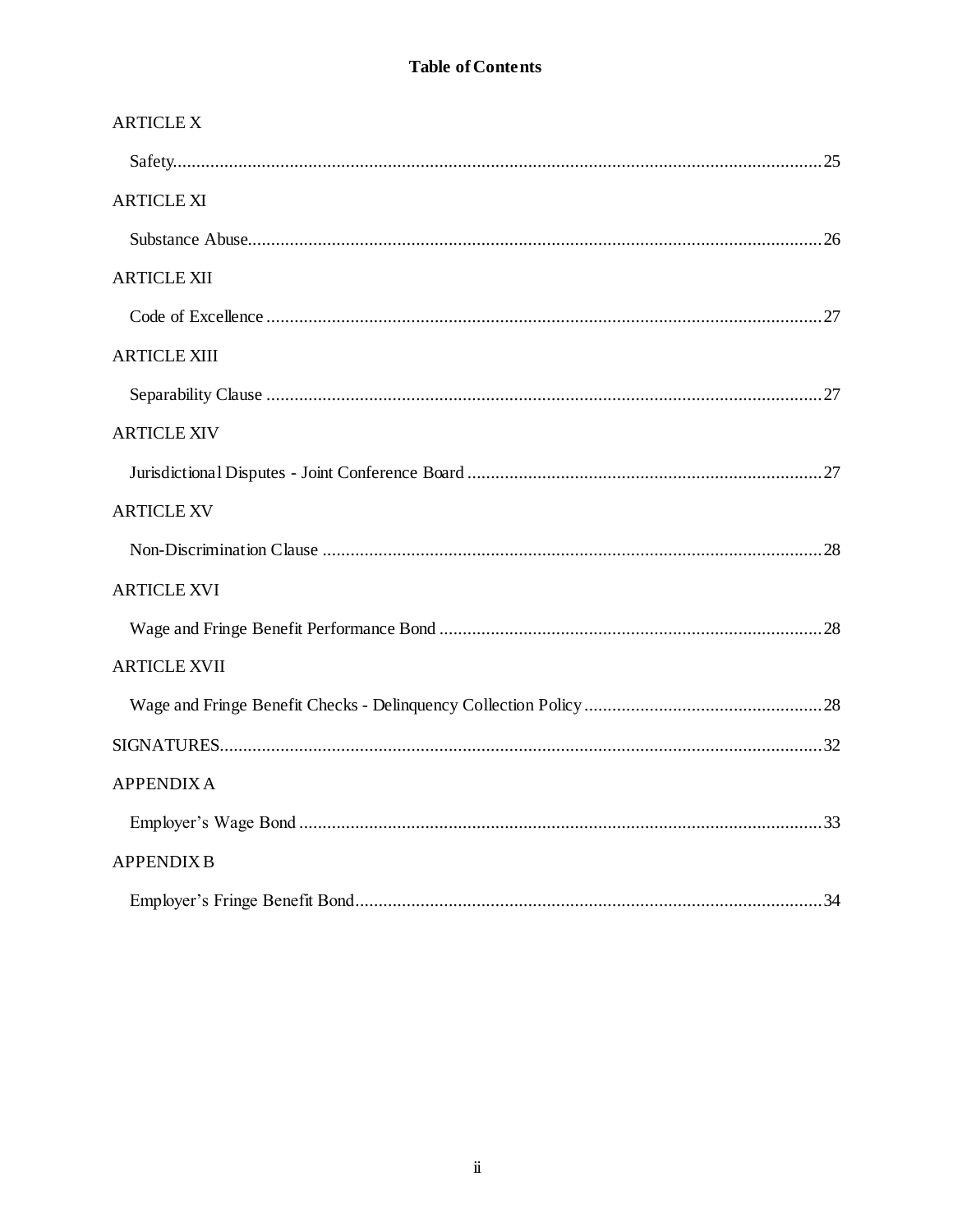## Table of Contents

ARTICLE X

Safety......25

ARTICLE XI

Substance Abuse......26

ARTICLE XII

Code of Excellence......27

ARTICLE XIII

Separability Clause......27

ARTICLE XIV

Jurisdictional Disputes - Joint Conference Board......27

ARTICLE XV

Non-Discrimination Clause......28

ARTICLE XVI

Wage and Fringe Benefit Performance Bond......28

ARTICLE XVII

Wage and Fringe Benefit Checks - Delinquency Collection Policy......28

SIGNATURES......32

APPENDIX A

Employer's Wage Bond......33

APPENDIX B

Employer's Fringe Benefit Bond......34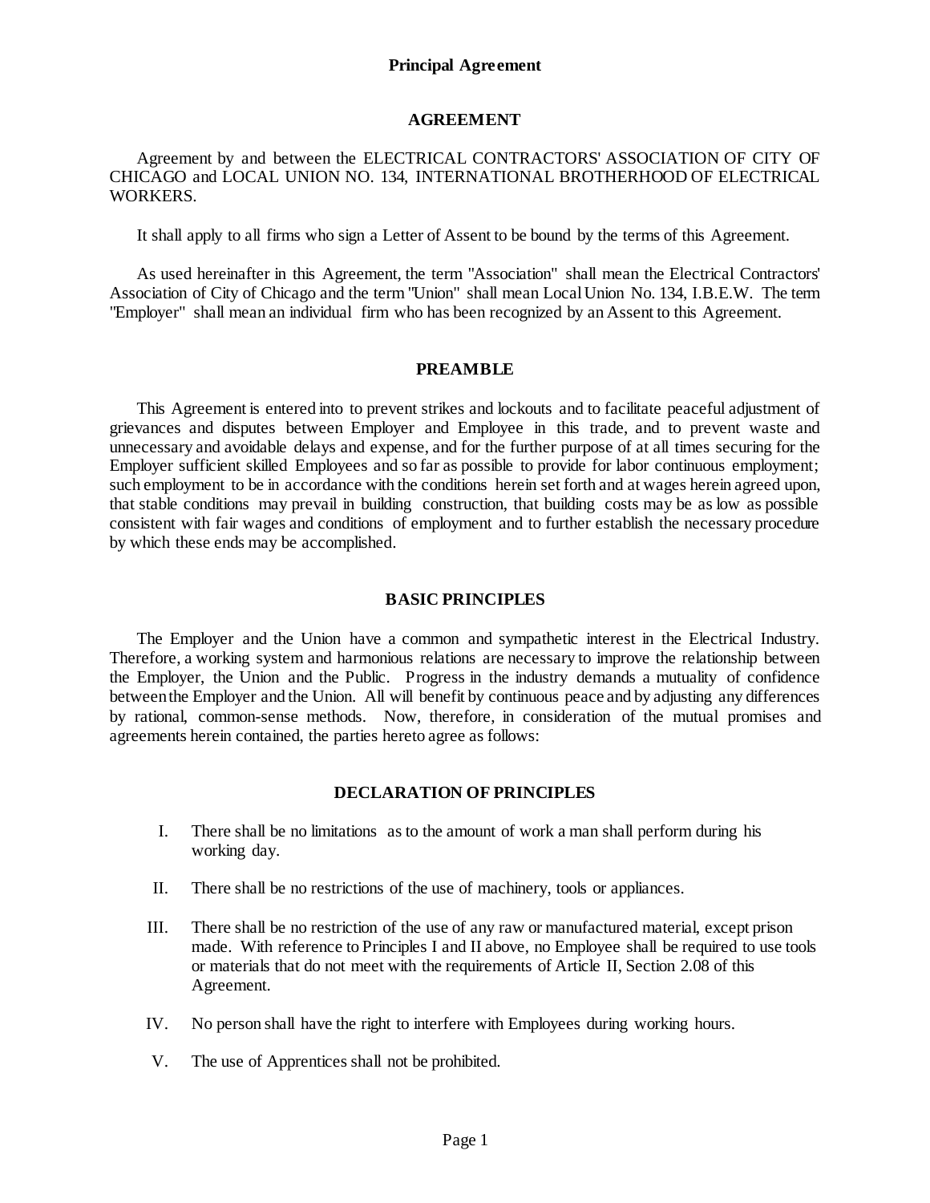# Principal Agreement

## AGREEMENT

Agreement by and between the ELECTRICAL CONTRACTORS' ASSOCIATION OF CITY OF CHICAGO and LOCAL UNION NO. 134, INTERNATIONAL BROTHERHOOD OF ELECTRICAL WORKERS.

It shall apply to all firms who sign a Letter of Assent to be bound by the terms of this Agreement.

As used hereinafter in this Agreement, the term "Association" shall mean the Electrical Contractors' Association of City of Chicago and the term "Union" shall mean Local Union No. 134, I.B.E.W. The term "Employer" shall mean an individual firm who has been recognized by an Assent to this Agreement.

## PREAMBLE

This Agreement is entered into to prevent strikes and lockouts and to facilitate peaceful adjustment of grievances and disputes between Employer and Employee in this trade, and to prevent waste and unnecessary and avoidable delays and expense, and for the further purpose of at all times securing for the Employer sufficient skilled Employees and so far as possible to provide for labor continuous employment; such employment to be in accordance with the conditions herein set forth and at wages herein agreed upon, that stable conditions may prevail in building construction, that building costs may be as low as possible consistent with fair wages and conditions of employment and to further establish the necessary procedure by which these ends may be accomplished.

## BASIC PRINCIPLES

The Employer and the Union have a common and sympathetic interest in the Electrical Industry. Therefore, a working system and harmonious relations are necessary to improve the relationship between the Employer, the Union and the Public. Progress in the industry demands a mutuality of confidence between the Employer and the Union. All will benefit by continuous peace and by adjusting any differences by rational, common-sense methods. Now, therefore, in consideration of the mutual promises and agreements herein contained, the parties hereto agree as follows:

## DECLARATION OF PRINCIPLES

I. There shall be no limitations as to the amount of work a man shall perform during his working day.

II. There shall be no restrictions of the use of machinery, tools or appliances.

III. There shall be no restriction of the use of any raw or manufactured material, except prison made. With reference to Principles I and II above, no Employee shall be required to use tools or materials that do not meet with the requirements of Article II, Section 2.08 of this Agreement.

IV. No person shall have the right to interfere with Employees during working hours.

V. The use of Apprentices shall not be prohibited.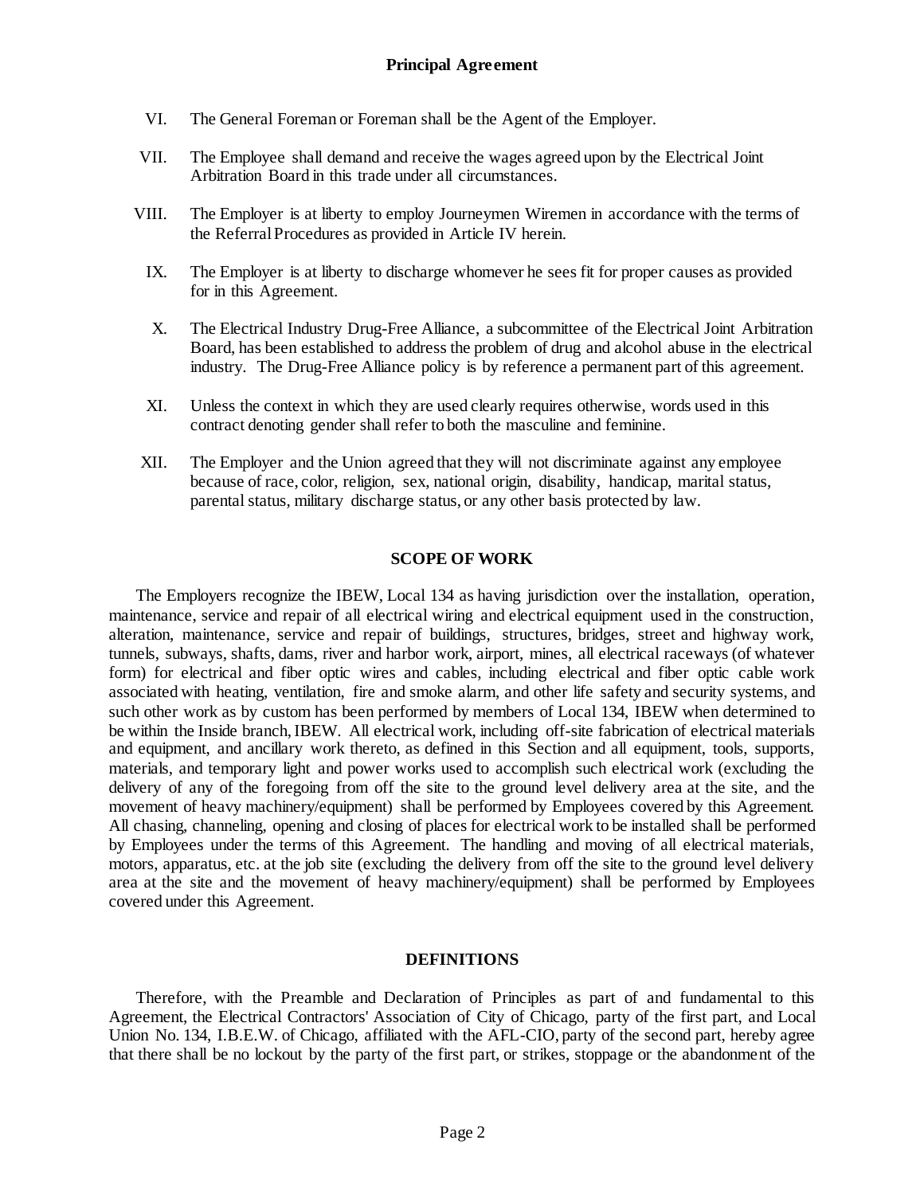VI. The General Foreman or Foreman shall be the Agent of the Employer.

VII. The Employee shall demand and receive the wages agreed upon by the Electrical Joint Arbitration Board in this trade under all circumstances.

VIII. The Employer is at liberty to employ Journeymen Wiremen in accordance with the terms of the Referral Procedures as provided in Article IV herein.

IX. The Employer is at liberty to discharge whomever he sees fit for proper causes as provided for in this Agreement.

X. The Electrical Industry Drug-Free Alliance, a subcommittee of the Electrical Joint Arbitration Board, has been established to address the problem of drug and alcohol abuse in the electrical industry. The Drug-Free Alliance policy is by reference a permanent part of this agreement.

XI. Unless the context in which they are used clearly requires otherwise, words used in this contract denoting gender shall refer to both the masculine and feminine.

XII. The Employer and the Union agreed that they will not discriminate against any employee because of race, color, religion, sex, national origin, disability, handicap, marital status, parental status, military discharge status, or any other basis protected by law.

## SCOPE OF WORK

The Employers recognize the IBEW, Local 134 as having jurisdiction over the installation, operation, maintenance, service and repair of all electrical wiring and electrical equipment used in the construction, alteration, maintenance, service and repair of buildings, structures, bridges, street and highway work, tunnels, subways, shafts, dams, river and harbor work, airport, mines, all electrical raceways (of whatever form) for electrical and fiber optic wires and cables, including electrical and fiber optic cable work associated with heating, ventilation, fire and smoke alarm, and other life safety and security systems, and such other work as by custom has been performed by members of Local 134, IBEW when determined to be within the Inside branch, IBEW. All electrical work, including off-site fabrication of electrical materials and equipment, and ancillary work thereto, as defined in this Section and all equipment, tools, supports, materials, and temporary light and power works used to accomplish such electrical work (excluding the delivery of any of the foregoing from off the site to the ground level delivery area at the site, and the movement of heavy machinery/equipment) shall be performed by Employees covered by this Agreement. All chasing, channeling, opening and closing of places for electrical work to be installed shall be performed by Employees under the terms of this Agreement. The handling and moving of all electrical materials, motors, apparatus, etc. at the job site (excluding the delivery from off the site to the ground level delivery area at the site and the movement of heavy machinery/equipment) shall be performed by Employees covered under this Agreement.

## DEFINITIONS

Therefore, with the Preamble and Declaration of Principles as part of and fundamental to this Agreement, the Electrical Contractors' Association of City of Chicago, party of the first part, and Local Union No. 134, I.B.E.W. of Chicago, affiliated with the AFL-CIO, party of the second part, hereby agree that there shall be no lockout by the party of the first part, or strikes, stoppage or the abandonment of the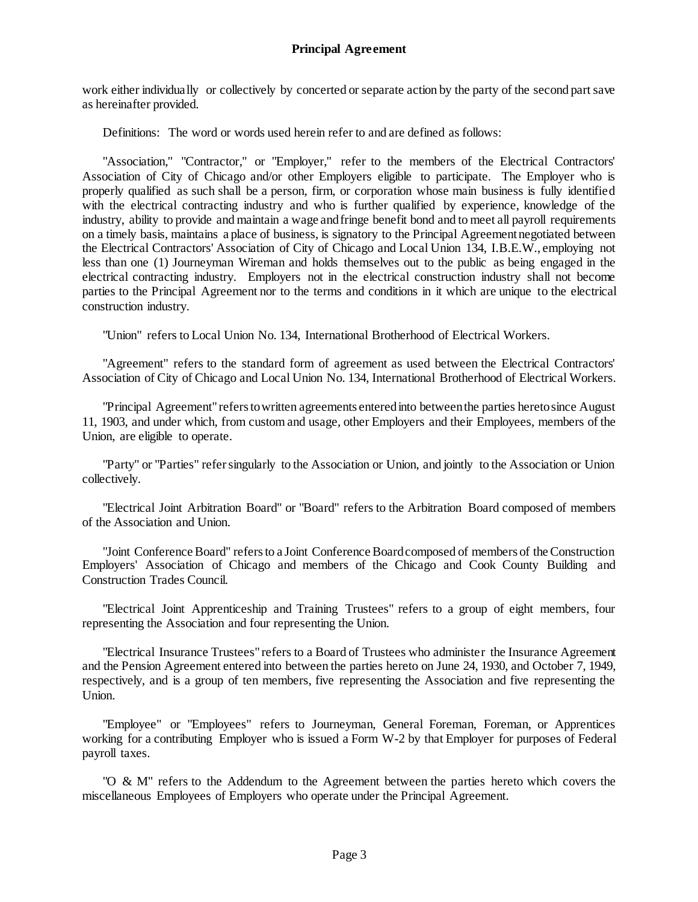work either individually or collectively by concerted or separate action by the party of the second part save as hereinafter provided.

Definitions: The word or words used herein refer to and are defined as follows:

"Association," "Contractor," or "Employer," refer to the members of the Electrical Contractors' Association of City of Chicago and/or other Employers eligible to participate. The Employer who is properly qualified as such shall be a person, firm, or corporation whose main business is fully identified with the electrical contracting industry and who is further qualified by experience, knowledge of the industry, ability to provide and maintain a wage and fringe benefit bond and to meet all payroll requirements on a timely basis, maintains a place of business, is signatory to the Principal Agreement negotiated between the Electrical Contractors' Association of City of Chicago and Local Union 134, I.B.E.W., employing not less than one (1) Journeyman Wireman and holds themselves out to the public as being engaged in the electrical contracting industry. Employers not in the electrical construction industry shall not become parties to the Principal Agreement nor to the terms and conditions in it which are unique to the electrical construction industry.

"Union" refers to Local Union No. 134, International Brotherhood of Electrical Workers.

"Agreement" refers to the standard form of agreement as used between the Electrical Contractors' Association of City of Chicago and Local Union No. 134, International Brotherhood of Electrical Workers.

"Principal Agreement" refers to written agreements entered into between the parties hereto since August 11, 1903, and under which, from custom and usage, other Employers and their Employees, members of the Union, are eligible to operate.

"Party" or "Parties" refer singularly to the Association or Union, and jointly to the Association or Union collectively.

"Electrical Joint Arbitration Board" or "Board" refers to the Arbitration Board composed of members of the Association and Union.

"Joint Conference Board" refers to a Joint Conference Board composed of members of the Construction Employers' Association of Chicago and members of the Chicago and Cook County Building and Construction Trades Council.

"Electrical Joint Apprenticeship and Training Trustees" refers to a group of eight members, four representing the Association and four representing the Union.

"Electrical Insurance Trustees" refers to a Board of Trustees who administer the Insurance Agreement and the Pension Agreement entered into between the parties hereto on June 24, 1930, and October 7, 1949, respectively, and is a group of ten members, five representing the Association and five representing the Union.

"Employee" or "Employees" refers to Journeyman, General Foreman, Foreman, or Apprentices working for a contributing Employer who is issued a Form W-2 by that Employer for purposes of Federal payroll taxes.

"O & M" refers to the Addendum to the Agreement between the parties hereto which covers the miscellaneous Employees of Employers who operate under the Principal Agreement.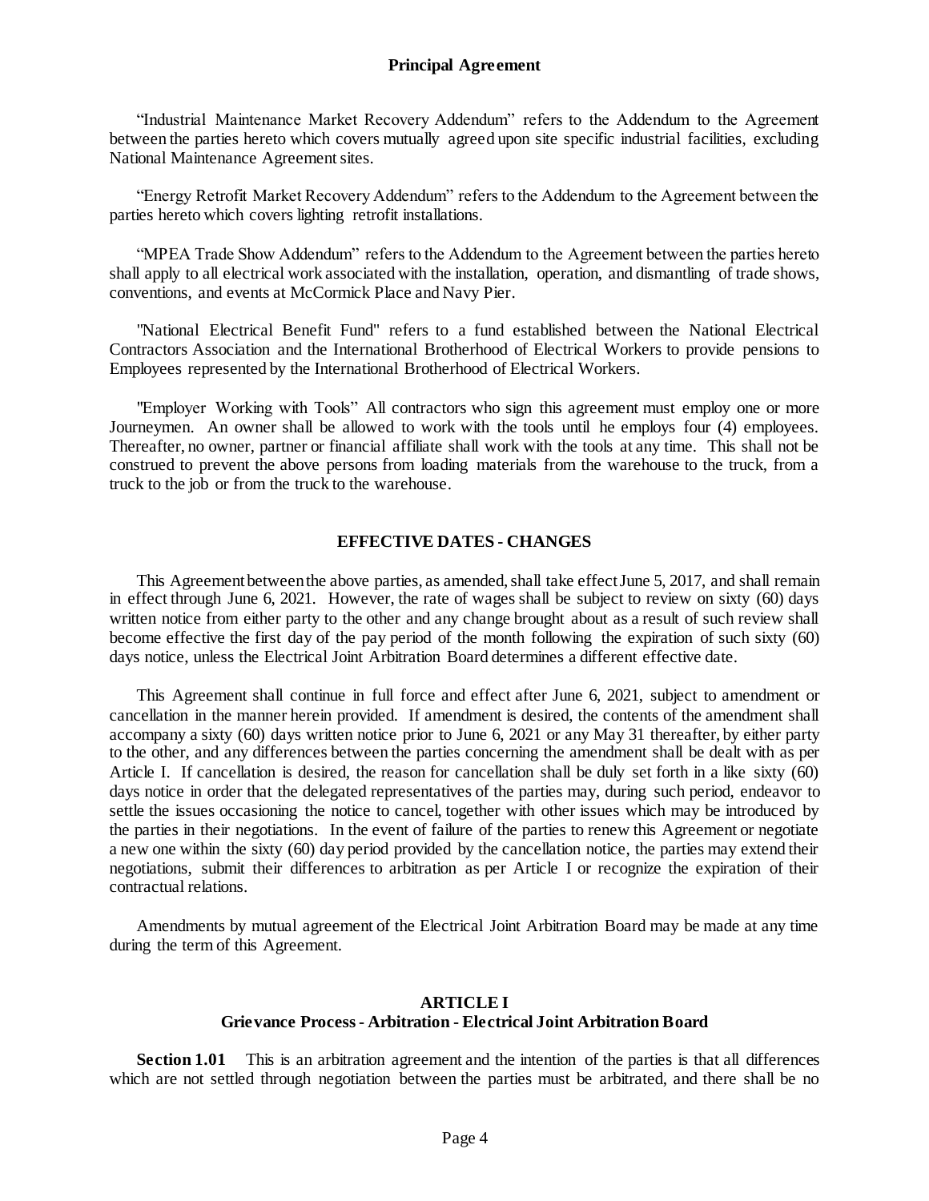"Industrial Maintenance Market Recovery Addendum" refers to the Addendum to the Agreement between the parties hereto which covers mutually agreed upon site specific industrial facilities, excluding National Maintenance Agreement sites.

"Energy Retrofit Market Recovery Addendum" refers to the Addendum to the Agreement between the parties hereto which covers lighting retrofit installations.

"MPEA Trade Show Addendum" refers to the Addendum to the Agreement between the parties hereto shall apply to all electrical work associated with the installation, operation, and dismantling of trade shows, conventions, and events at McCormick Place and Navy Pier.

"National Electrical Benefit Fund" refers to a fund established between the National Electrical Contractors Association and the International Brotherhood of Electrical Workers to provide pensions to Employees represented by the International Brotherhood of Electrical Workers.

"Employer Working with Tools" All contractors who sign this agreement must employ one or more Journeymen. An owner shall be allowed to work with the tools until he employs four (4) employees. Thereafter, no owner, partner or financial affiliate shall work with the tools at any time. This shall not be construed to prevent the above persons from loading materials from the warehouse to the truck, from a truck to the job or from the truck to the warehouse.

## EFFECTIVE DATES - CHANGES

This Agreement between the above parties, as amended, shall take effect June 5, 2017, and shall remain in effect through June 6, 2021. However, the rate of wages shall be subject to review on sixty (60) days written notice from either party to the other and any change brought about as a result of such review shall become effective the first day of the pay period of the month following the expiration of such sixty (60) days notice, unless the Electrical Joint Arbitration Board determines a different effective date.

This Agreement shall continue in full force and effect after June 6, 2021, subject to amendment or cancellation in the manner herein provided. If amendment is desired, the contents of the amendment shall accompany a sixty (60) days written notice prior to June 6, 2021 or any May 31 thereafter, by either party to the other, and any differences between the parties concerning the amendment shall be dealt with as per Article I. If cancellation is desired, the reason for cancellation shall be duly set forth in a like sixty (60) days notice in order that the delegated representatives of the parties may, during such period, endeavor to settle the issues occasioning the notice to cancel, together with other issues which may be introduced by the parties in their negotiations. In the event of failure of the parties to renew this Agreement or negotiate a new one within the sixty (60) day period provided by the cancellation notice, the parties may extend their negotiations, submit their differences to arbitration as per Article I or recognize the expiration of their contractual relations.

Amendments by mutual agreement of the Electrical Joint Arbitration Board may be made at any time during the term of this Agreement.

## ARTICLE I
## Grievance Process - Arbitration - Electrical Joint Arbitration Board

**Section 1.01** This is an arbitration agreement and the intention of the parties is that all differences which are not settled through negotiation between the parties must be arbitrated, and there shall be no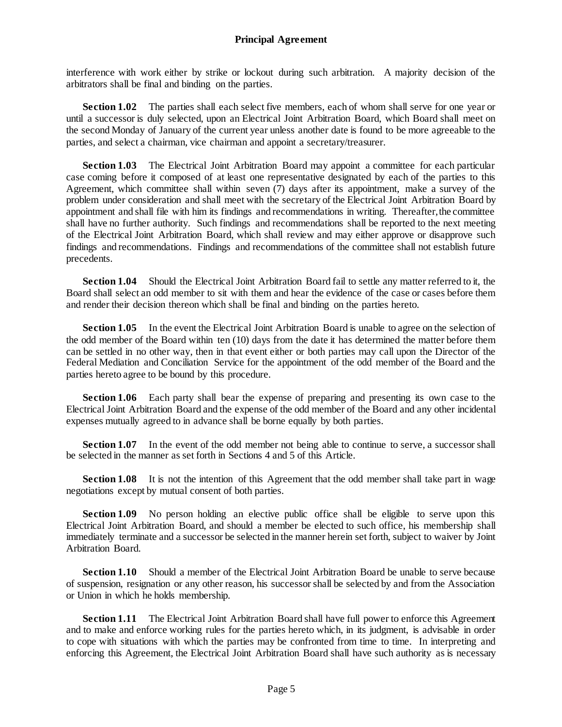interference with work either by strike or lockout during such arbitration. A majority decision of the arbitrators shall be final and binding on the parties.

**Section 1.02** The parties shall each select five members, each of whom shall serve for one year or until a successor is duly selected, upon an Electrical Joint Arbitration Board, which Board shall meet on the second Monday of January of the current year unless another date is found to be more agreeable to the parties, and select a chairman, vice chairman and appoint a secretary/treasurer.

**Section 1.03** The Electrical Joint Arbitration Board may appoint a committee for each particular case coming before it composed of at least one representative designated by each of the parties to this Agreement, which committee shall within seven (7) days after its appointment, make a survey of the problem under consideration and shall meet with the secretary of the Electrical Joint Arbitration Board by appointment and shall file with him its findings and recommendations in writing. Thereafter, the committee shall have no further authority. Such findings and recommendations shall be reported to the next meeting of the Electrical Joint Arbitration Board, which shall review and may either approve or disapprove such findings and recommendations. Findings and recommendations of the committee shall not establish future precedents.

**Section 1.04** Should the Electrical Joint Arbitration Board fail to settle any matter referred to it, the Board shall select an odd member to sit with them and hear the evidence of the case or cases before them and render their decision thereon which shall be final and binding on the parties hereto.

**Section 1.05** In the event the Electrical Joint Arbitration Board is unable to agree on the selection of the odd member of the Board within ten (10) days from the date it has determined the matter before them can be settled in no other way, then in that event either or both parties may call upon the Director of the Federal Mediation and Conciliation Service for the appointment of the odd member of the Board and the parties hereto agree to be bound by this procedure.

**Section 1.06** Each party shall bear the expense of preparing and presenting its own case to the Electrical Joint Arbitration Board and the expense of the odd member of the Board and any other incidental expenses mutually agreed to in advance shall be borne equally by both parties.

**Section 1.07** In the event of the odd member not being able to continue to serve, a successor shall be selected in the manner as set forth in Sections 4 and 5 of this Article.

**Section 1.08** It is not the intention of this Agreement that the odd member shall take part in wage negotiations except by mutual consent of both parties.

**Section 1.09** No person holding an elective public office shall be eligible to serve upon this Electrical Joint Arbitration Board, and should a member be elected to such office, his membership shall immediately terminate and a successor be selected in the manner herein set forth, subject to waiver by Joint Arbitration Board.

**Section 1.10** Should a member of the Electrical Joint Arbitration Board be unable to serve because of suspension, resignation or any other reason, his successor shall be selected by and from the Association or Union in which he holds membership.

**Section 1.11** The Electrical Joint Arbitration Board shall have full power to enforce this Agreement and to make and enforce working rules for the parties hereto which, in its judgment, is advisable in order to cope with situations with which the parties may be confronted from time to time. In interpreting and enforcing this Agreement, the Electrical Joint Arbitration Board shall have such authority as is necessary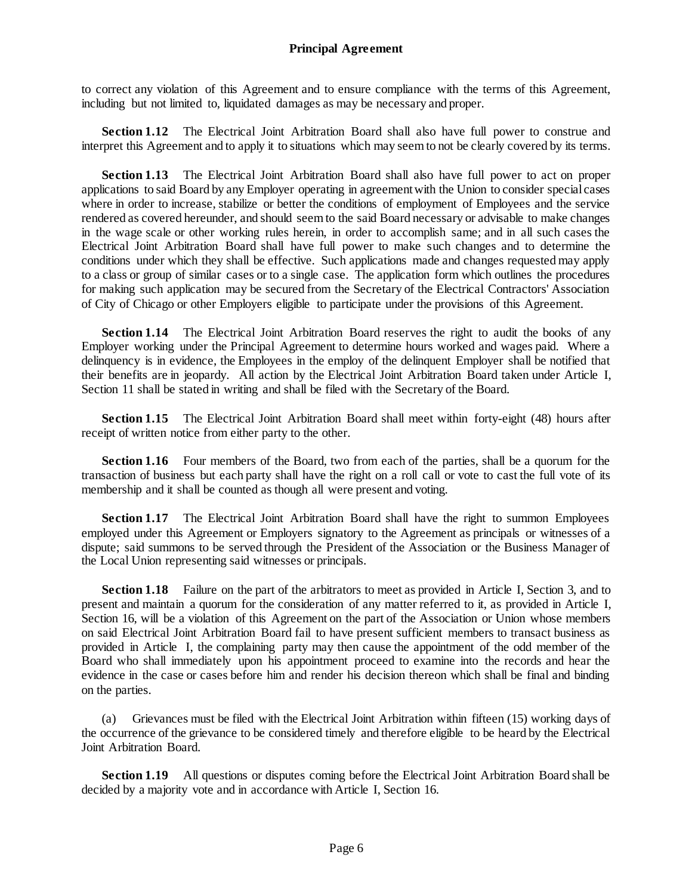to correct any violation of this Agreement and to ensure compliance with the terms of this Agreement, including but not limited to, liquidated damages as may be necessary and proper.

**Section 1.12** The Electrical Joint Arbitration Board shall also have full power to construe and interpret this Agreement and to apply it to situations which may seem to not be clearly covered by its terms.

**Section 1.13** The Electrical Joint Arbitration Board shall also have full power to act on proper applications to said Board by any Employer operating in agreement with the Union to consider special cases where in order to increase, stabilize or better the conditions of employment of Employees and the service rendered as covered hereunder, and should seem to the said Board necessary or advisable to make changes in the wage scale or other working rules herein, in order to accomplish same; and in all such cases the Electrical Joint Arbitration Board shall have full power to make such changes and to determine the conditions under which they shall be effective. Such applications made and changes requested may apply to a class or group of similar cases or to a single case. The application form which outlines the procedures for making such application may be secured from the Secretary of the Electrical Contractors' Association of City of Chicago or other Employers eligible to participate under the provisions of this Agreement.

**Section 1.14** The Electrical Joint Arbitration Board reserves the right to audit the books of any Employer working under the Principal Agreement to determine hours worked and wages paid. Where a delinquency is in evidence, the Employees in the employ of the delinquent Employer shall be notified that their benefits are in jeopardy. All action by the Electrical Joint Arbitration Board taken under Article I, Section 11 shall be stated in writing and shall be filed with the Secretary of the Board.

**Section 1.15** The Electrical Joint Arbitration Board shall meet within forty-eight (48) hours after receipt of written notice from either party to the other.

**Section 1.16** Four members of the Board, two from each of the parties, shall be a quorum for the transaction of business but each party shall have the right on a roll call or vote to cast the full vote of its membership and it shall be counted as though all were present and voting.

**Section 1.17** The Electrical Joint Arbitration Board shall have the right to summon Employees employed under this Agreement or Employers signatory to the Agreement as principals or witnesses of a dispute; said summons to be served through the President of the Association or the Business Manager of the Local Union representing said witnesses or principals.

**Section 1.18** Failure on the part of the arbitrators to meet as provided in Article I, Section 3, and to present and maintain a quorum for the consideration of any matter referred to it, as provided in Article I, Section 16, will be a violation of this Agreement on the part of the Association or Union whose members on said Electrical Joint Arbitration Board fail to have present sufficient members to transact business as provided in Article I, the complaining party may then cause the appointment of the odd member of the Board who shall immediately upon his appointment proceed to examine into the records and hear the evidence in the case or cases before him and render his decision thereon which shall be final and binding on the parties.

(a) Grievances must be filed with the Electrical Joint Arbitration within fifteen (15) working days of the occurrence of the grievance to be considered timely and therefore eligible to be heard by the Electrical Joint Arbitration Board.

**Section 1.19** All questions or disputes coming before the Electrical Joint Arbitration Board shall be decided by a majority vote and in accordance with Article I, Section 16.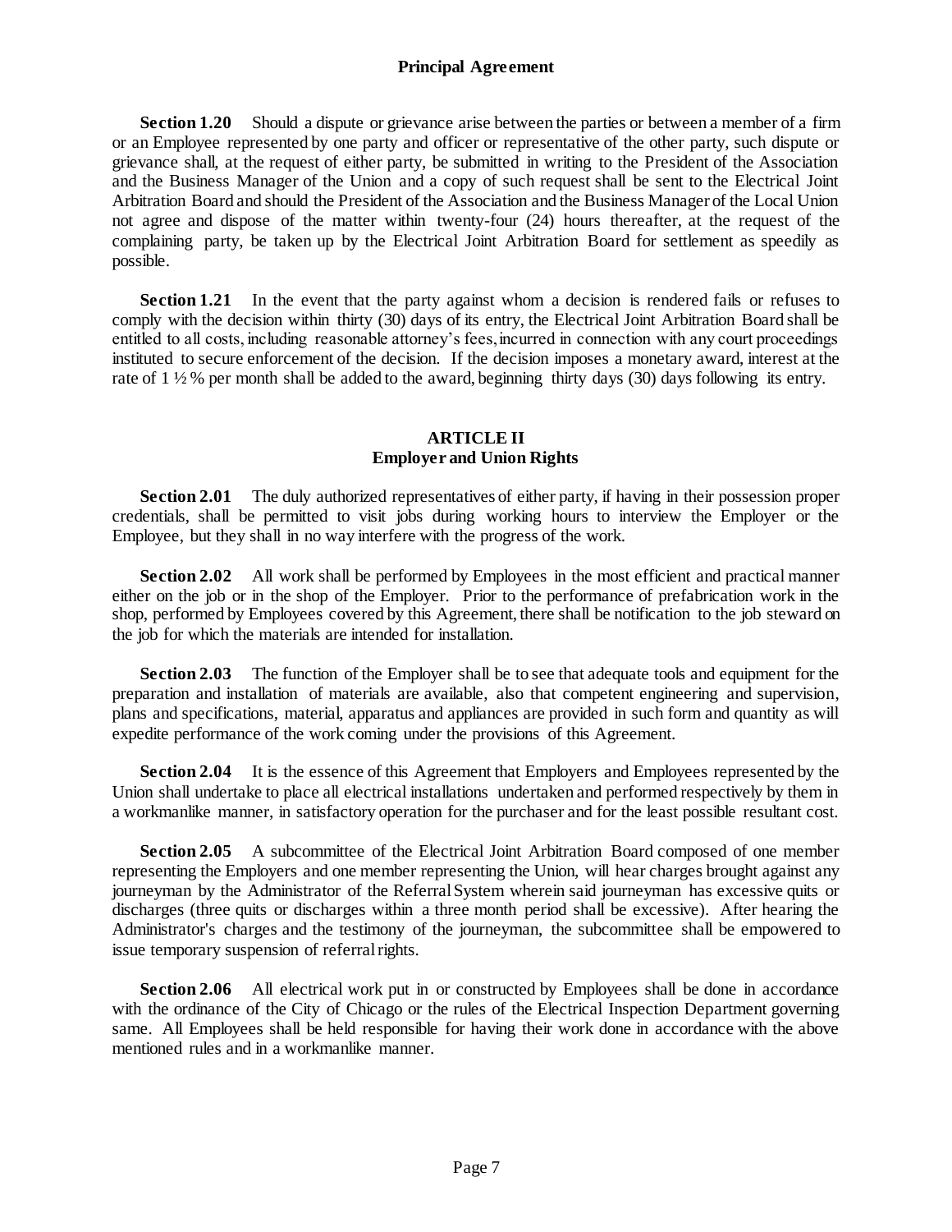**Section 1.20** Should a dispute or grievance arise between the parties or between a member of a firm or an Employee represented by one party and officer or representative of the other party, such dispute or grievance shall, at the request of either party, be submitted in writing to the President of the Association and the Business Manager of the Union and a copy of such request shall be sent to the Electrical Joint Arbitration Board and should the President of the Association and the Business Manager of the Local Union not agree and dispose of the matter within twenty-four (24) hours thereafter, at the request of the complaining party, be taken up by the Electrical Joint Arbitration Board for settlement as speedily as possible.

**Section 1.21** In the event that the party against whom a decision is rendered fails or refuses to comply with the decision within thirty (30) days of its entry, the Electrical Joint Arbitration Board shall be entitled to all costs, including reasonable attorney's fees, incurred in connection with any court proceedings instituted to secure enforcement of the decision. If the decision imposes a monetary award, interest at the rate of 1 ½ % per month shall be added to the award, beginning thirty days (30) days following its entry.

## ARTICLE II
## Employer and Union Rights

**Section 2.01** The duly authorized representatives of either party, if having in their possession proper credentials, shall be permitted to visit jobs during working hours to interview the Employer or the Employee, but they shall in no way interfere with the progress of the work.

**Section 2.02** All work shall be performed by Employees in the most efficient and practical manner either on the job or in the shop of the Employer. Prior to the performance of prefabrication work in the shop, performed by Employees covered by this Agreement, there shall be notification to the job steward on the job for which the materials are intended for installation.

**Section 2.03** The function of the Employer shall be to see that adequate tools and equipment for the preparation and installation of materials are available, also that competent engineering and supervision, plans and specifications, material, apparatus and appliances are provided in such form and quantity as will expedite performance of the work coming under the provisions of this Agreement.

**Section 2.04** It is the essence of this Agreement that Employers and Employees represented by the Union shall undertake to place all electrical installations undertaken and performed respectively by them in a workmanlike manner, in satisfactory operation for the purchaser and for the least possible resultant cost.

**Section 2.05** A subcommittee of the Electrical Joint Arbitration Board composed of one member representing the Employers and one member representing the Union, will hear charges brought against any journeyman by the Administrator of the Referral System wherein said journeyman has excessive quits or discharges (three quits or discharges within a three month period shall be excessive). After hearing the Administrator's charges and the testimony of the journeyman, the subcommittee shall be empowered to issue temporary suspension of referral rights.

**Section 2.06** All electrical work put in or constructed by Employees shall be done in accordance with the ordinance of the City of Chicago or the rules of the Electrical Inspection Department governing same. All Employees shall be held responsible for having their work done in accordance with the above mentioned rules and in a workmanlike manner.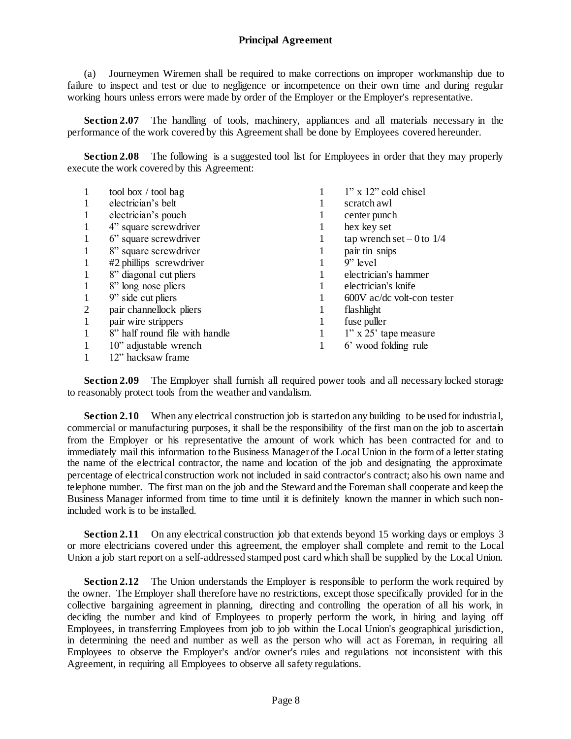(a) Journeymen Wiremen shall be required to make corrections on improper workmanship due to failure to inspect and test or due to negligence or incompetence on their own time and during regular working hours unless errors were made by order of the Employer or the Employer's representative.

**Section 2.07** The handling of tools, machinery, appliances and all materials necessary in the performance of the work covered by this Agreement shall be done by Employees covered hereunder.

**Section 2.08** The following is a suggested tool list for Employees in order that they may properly execute the work covered by this Agreement:

| | | | |
|---|---|---|---|
| 1 | tool box / tool bag | 1 | 1" x 12" cold chisel |
| 1 | electrician's belt | 1 | scratch awl |
| 1 | electrician's pouch | 1 | center punch |
| 1 | 4" square screwdriver | 1 | hex key set |
| 1 | 6" square screwdriver | 1 | tap wrench set – 0 to 1/4 |
| 1 | 8" square screwdriver | 1 | pair tin snips |
| 1 | #2 phillips screwdriver | 1 | 9" level |
| 1 | 8" diagonal cut pliers | 1 | electrician's hammer |
| 1 | 8" long nose pliers | 1 | electrician's knife |
| 1 | 9" side cut pliers | 1 | 600V ac/dc volt-con tester |
| 2 | pair channellock pliers | 1 | flashlight |
| 1 | pair wire strippers | 1 | fuse puller |
| 1 | 8" half round file with handle | 1 | 1" x 25' tape measure |
| 1 | 10" adjustable wrench | 1 | 6' wood folding rule |
| 1 | 12" hacksaw frame | | |

**Section 2.09** The Employer shall furnish all required power tools and all necessary locked storage to reasonably protect tools from the weather and vandalism.

**Section 2.10** When any electrical construction job is started on any building to be used for industrial, commercial or manufacturing purposes, it shall be the responsibility of the first man on the job to ascertain from the Employer or his representative the amount of work which has been contracted for and to immediately mail this information to the Business Manager of the Local Union in the form of a letter stating the name of the electrical contractor, the name and location of the job and designating the approximate percentage of electrical construction work not included in said contractor's contract; also his own name and telephone number. The first man on the job and the Steward and the Foreman shall cooperate and keep the Business Manager informed from time to time until it is definitely known the manner in which such non-included work is to be installed.

**Section 2.11** On any electrical construction job that extends beyond 15 working days or employs 3 or more electricians covered under this agreement, the employer shall complete and remit to the Local Union a job start report on a self-addressed stamped post card which shall be supplied by the Local Union.

**Section 2.12** The Union understands the Employer is responsible to perform the work required by the owner. The Employer shall therefore have no restrictions, except those specifically provided for in the collective bargaining agreement in planning, directing and controlling the operation of all his work, in deciding the number and kind of Employees to properly perform the work, in hiring and laying off Employees, in transferring Employees from job to job within the Local Union's geographical jurisdiction, in determining the need and number as well as the person who will act as Foreman, in requiring all Employees to observe the Employer's and/or owner's rules and regulations not inconsistent with this Agreement, in requiring all Employees to observe all safety regulations.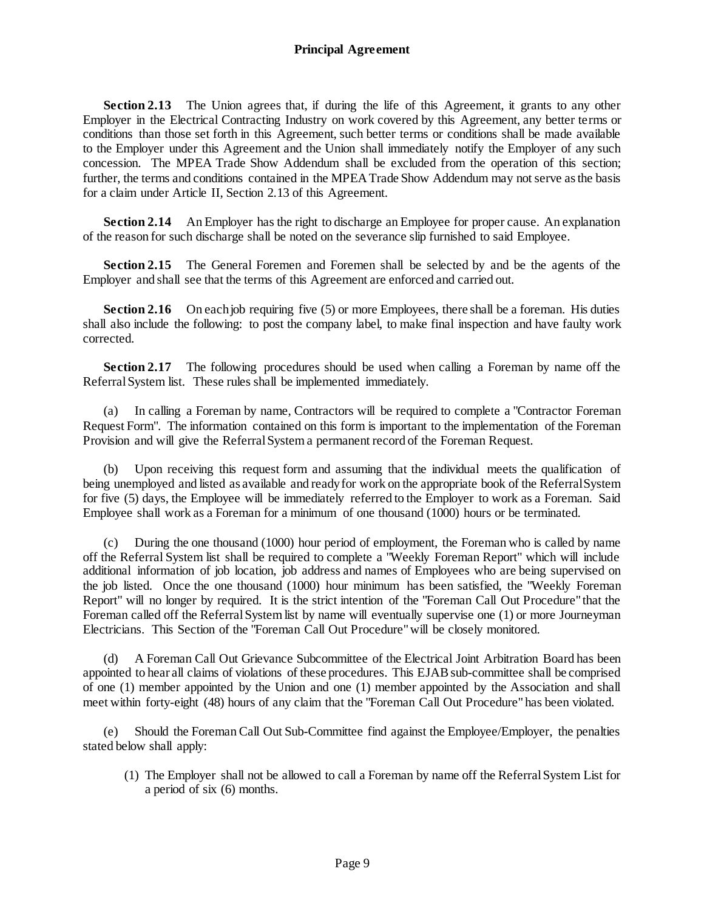**Section 2.13** The Union agrees that, if during the life of this Agreement, it grants to any other Employer in the Electrical Contracting Industry on work covered by this Agreement, any better terms or conditions than those set forth in this Agreement, such better terms or conditions shall be made available to the Employer under this Agreement and the Union shall immediately notify the Employer of any such concession. The MPEA Trade Show Addendum shall be excluded from the operation of this section; further, the terms and conditions contained in the MPEA Trade Show Addendum may not serve as the basis for a claim under Article II, Section 2.13 of this Agreement.

**Section 2.14** An Employer has the right to discharge an Employee for proper cause. An explanation of the reason for such discharge shall be noted on the severance slip furnished to said Employee.

**Section 2.15** The General Foremen and Foremen shall be selected by and be the agents of the Employer and shall see that the terms of this Agreement are enforced and carried out.

**Section 2.16** On each job requiring five (5) or more Employees, there shall be a foreman. His duties shall also include the following: to post the company label, to make final inspection and have faulty work corrected.

**Section 2.17** The following procedures should be used when calling a Foreman by name off the Referral System list. These rules shall be implemented immediately.

(a) In calling a Foreman by name, Contractors will be required to complete a "Contractor Foreman Request Form". The information contained on this form is important to the implementation of the Foreman Provision and will give the Referral System a permanent record of the Foreman Request.

(b) Upon receiving this request form and assuming that the individual meets the qualification of being unemployed and listed as available and ready for work on the appropriate book of the Referral System for five (5) days, the Employee will be immediately referred to the Employer to work as a Foreman. Said Employee shall work as a Foreman for a minimum of one thousand (1000) hours or be terminated.

(c) During the one thousand (1000) hour period of employment, the Foreman who is called by name off the Referral System list shall be required to complete a "Weekly Foreman Report" which will include additional information of job location, job address and names of Employees who are being supervised on the job listed. Once the one thousand (1000) hour minimum has been satisfied, the "Weekly Foreman Report" will no longer by required. It is the strict intention of the "Foreman Call Out Procedure" that the Foreman called off the Referral System list by name will eventually supervise one (1) or more Journeyman Electricians. This Section of the "Foreman Call Out Procedure" will be closely monitored.

(d) A Foreman Call Out Grievance Subcommittee of the Electrical Joint Arbitration Board has been appointed to hear all claims of violations of these procedures. This EJAB sub-committee shall be comprised of one (1) member appointed by the Union and one (1) member appointed by the Association and shall meet within forty-eight (48) hours of any claim that the "Foreman Call Out Procedure" has been violated.

(e) Should the Foreman Call Out Sub-Committee find against the Employee/Employer, the penalties stated below shall apply:

(1) The Employer shall not be allowed to call a Foreman by name off the Referral System List for a period of six (6) months.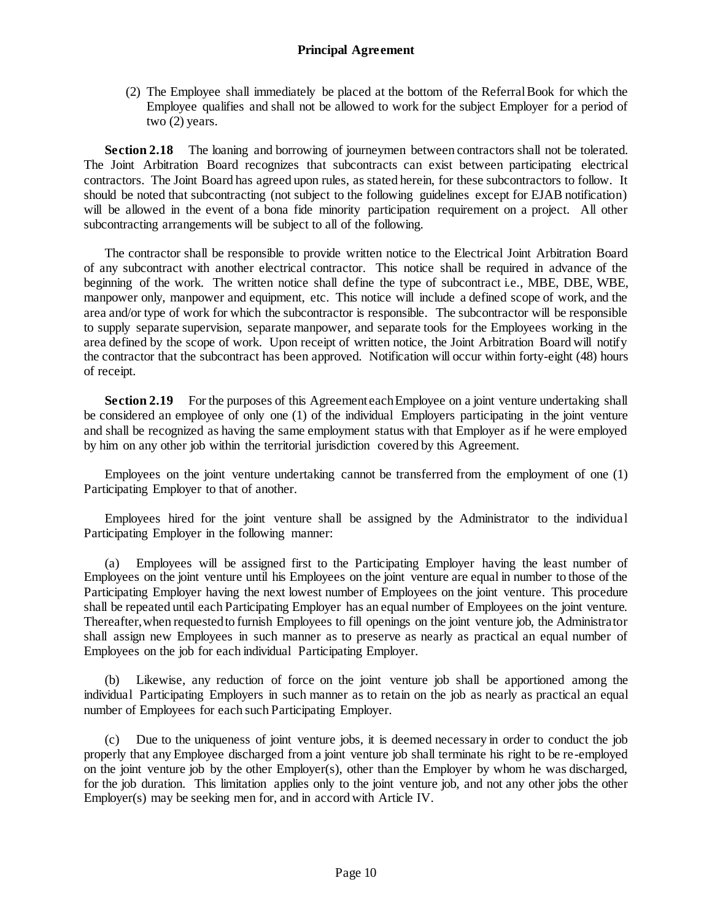(2) The Employee shall immediately be placed at the bottom of the Referral Book for which the Employee qualifies and shall not be allowed to work for the subject Employer for a period of two (2) years.

**Section 2.18** The loaning and borrowing of journeymen between contractors shall not be tolerated. The Joint Arbitration Board recognizes that subcontracts can exist between participating electrical contractors. The Joint Board has agreed upon rules, as stated herein, for these subcontractors to follow. It should be noted that subcontracting (not subject to the following guidelines except for EJAB notification) will be allowed in the event of a bona fide minority participation requirement on a project. All other subcontracting arrangements will be subject to all of the following.

The contractor shall be responsible to provide written notice to the Electrical Joint Arbitration Board of any subcontract with another electrical contractor. This notice shall be required in advance of the beginning of the work. The written notice shall define the type of subcontract i.e., MBE, DBE, WBE, manpower only, manpower and equipment, etc. This notice will include a defined scope of work, and the area and/or type of work for which the subcontractor is responsible. The subcontractor will be responsible to supply separate supervision, separate manpower, and separate tools for the Employees working in the area defined by the scope of work. Upon receipt of written notice, the Joint Arbitration Board will notify the contractor that the subcontract has been approved. Notification will occur within forty-eight (48) hours of receipt.

**Section 2.19** For the purposes of this Agreement each Employee on a joint venture undertaking shall be considered an employee of only one (1) of the individual Employers participating in the joint venture and shall be recognized as having the same employment status with that Employer as if he were employed by him on any other job within the territorial jurisdiction covered by this Agreement.

Employees on the joint venture undertaking cannot be transferred from the employment of one (1) Participating Employer to that of another.

Employees hired for the joint venture shall be assigned by the Administrator to the individual Participating Employer in the following manner:

(a) Employees will be assigned first to the Participating Employer having the least number of Employees on the joint venture until his Employees on the joint venture are equal in number to those of the Participating Employer having the next lowest number of Employees on the joint venture. This procedure shall be repeated until each Participating Employer has an equal number of Employees on the joint venture. Thereafter, when requested to furnish Employees to fill openings on the joint venture job, the Administrator shall assign new Employees in such manner as to preserve as nearly as practical an equal number of Employees on the job for each individual Participating Employer.

(b) Likewise, any reduction of force on the joint venture job shall be apportioned among the individual Participating Employers in such manner as to retain on the job as nearly as practical an equal number of Employees for each such Participating Employer.

(c) Due to the uniqueness of joint venture jobs, it is deemed necessary in order to conduct the job properly that any Employee discharged from a joint venture job shall terminate his right to be re-employed on the joint venture job by the other Employer(s), other than the Employer by whom he was discharged, for the job duration. This limitation applies only to the joint venture job, and not any other jobs the other Employer(s) may be seeking men for, and in accord with Article IV.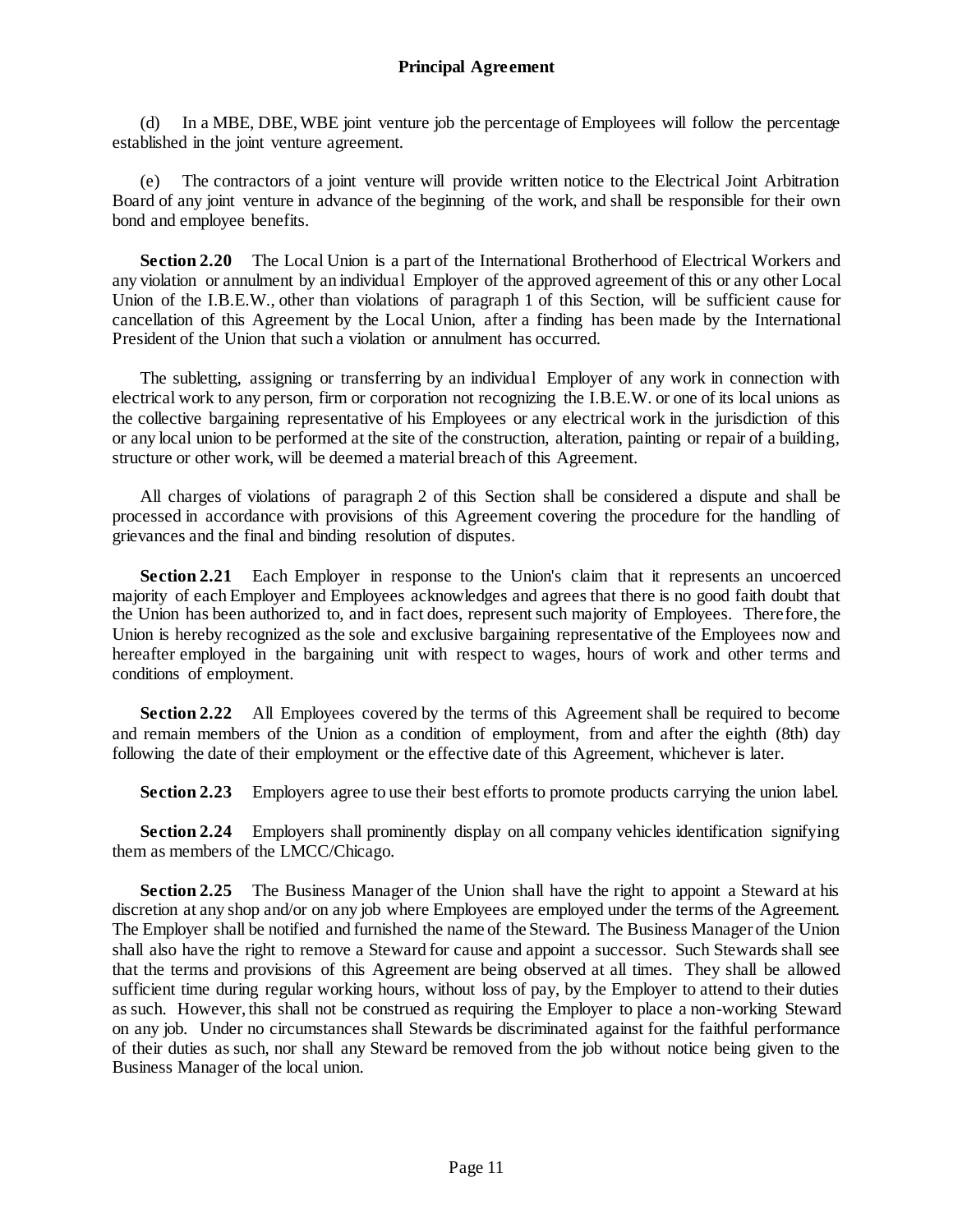(d) In a MBE, DBE, WBE joint venture job the percentage of Employees will follow the percentage established in the joint venture agreement.

(e) The contractors of a joint venture will provide written notice to the Electrical Joint Arbitration Board of any joint venture in advance of the beginning of the work, and shall be responsible for their own bond and employee benefits.

**Section 2.20** The Local Union is a part of the International Brotherhood of Electrical Workers and any violation or annulment by an individual Employer of the approved agreement of this or any other Local Union of the I.B.E.W., other than violations of paragraph 1 of this Section, will be sufficient cause for cancellation of this Agreement by the Local Union, after a finding has been made by the International President of the Union that such a violation or annulment has occurred.

The subletting, assigning or transferring by an individual Employer of any work in connection with electrical work to any person, firm or corporation not recognizing the I.B.E.W. or one of its local unions as the collective bargaining representative of his Employees or any electrical work in the jurisdiction of this or any local union to be performed at the site of the construction, alteration, painting or repair of a building, structure or other work, will be deemed a material breach of this Agreement.

All charges of violations of paragraph 2 of this Section shall be considered a dispute and shall be processed in accordance with provisions of this Agreement covering the procedure for the handling of grievances and the final and binding resolution of disputes.

**Section 2.21** Each Employer in response to the Union's claim that it represents an uncoerced majority of each Employer and Employees acknowledges and agrees that there is no good faith doubt that the Union has been authorized to, and in fact does, represent such majority of Employees. Therefore, the Union is hereby recognized as the sole and exclusive bargaining representative of the Employees now and hereafter employed in the bargaining unit with respect to wages, hours of work and other terms and conditions of employment.

**Section 2.22** All Employees covered by the terms of this Agreement shall be required to become and remain members of the Union as a condition of employment, from and after the eighth (8th) day following the date of their employment or the effective date of this Agreement, whichever is later.

**Section 2.23** Employers agree to use their best efforts to promote products carrying the union label.

**Section 2.24** Employers shall prominently display on all company vehicles identification signifying them as members of the LMCC/Chicago.

**Section 2.25** The Business Manager of the Union shall have the right to appoint a Steward at his discretion at any shop and/or on any job where Employees are employed under the terms of the Agreement. The Employer shall be notified and furnished the name of the Steward. The Business Manager of the Union shall also have the right to remove a Steward for cause and appoint a successor. Such Stewards shall see that the terms and provisions of this Agreement are being observed at all times. They shall be allowed sufficient time during regular working hours, without loss of pay, by the Employer to attend to their duties as such. However, this shall not be construed as requiring the Employer to place a non-working Steward on any job. Under no circumstances shall Stewards be discriminated against for the faithful performance of their duties as such, nor shall any Steward be removed from the job without notice being given to the Business Manager of the local union.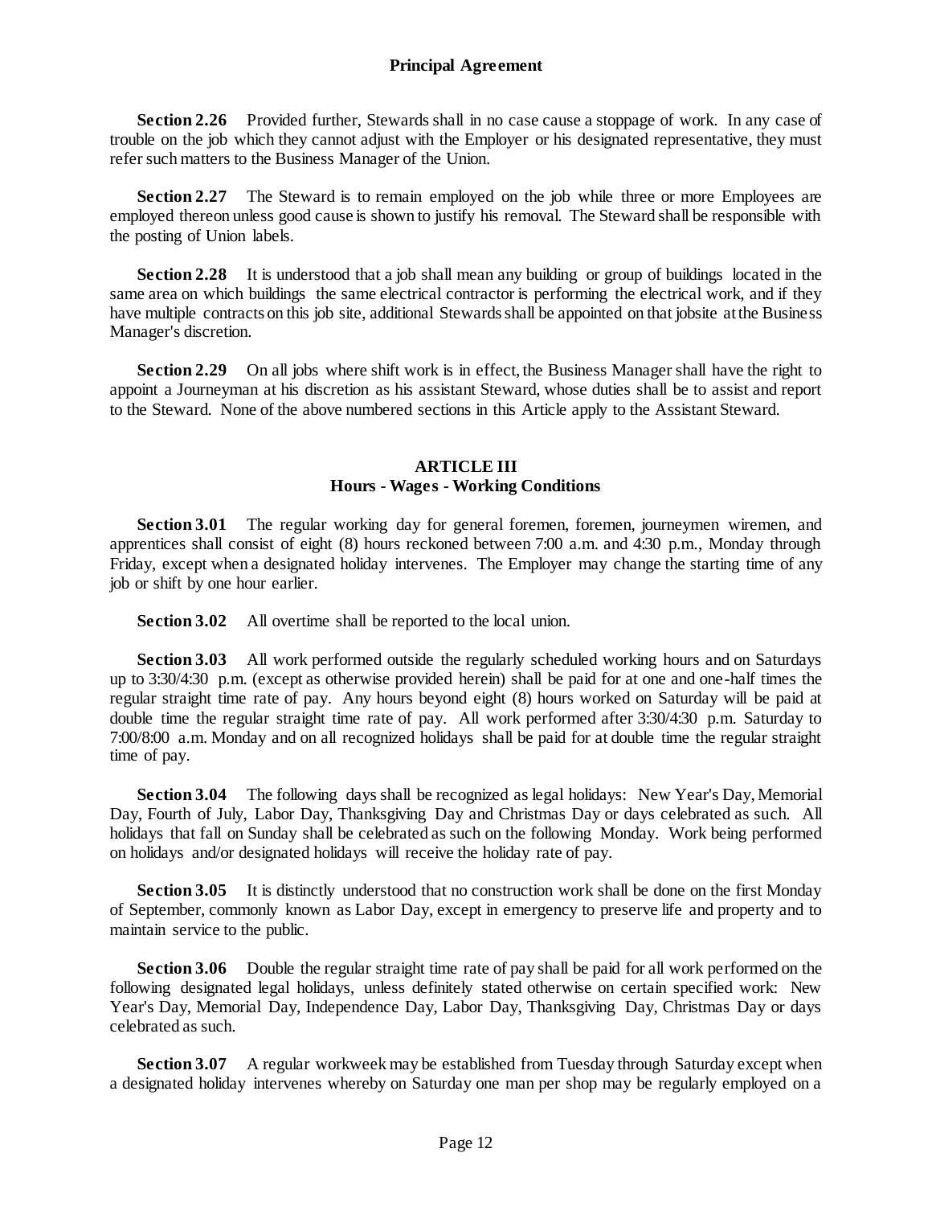**Section 2.26** Provided further, Stewards shall in no case cause a stoppage of work. In any case of trouble on the job which they cannot adjust with the Employer or his designated representative, they must refer such matters to the Business Manager of the Union.

**Section 2.27** The Steward is to remain employed on the job while three or more Employees are employed thereon unless good cause is shown to justify his removal. The Steward shall be responsible with the posting of Union labels.

**Section 2.28** It is understood that a job shall mean any building or group of buildings located in the same area on which buildings the same electrical contractor is performing the electrical work, and if they have multiple contracts on this job site, additional Stewards shall be appointed on that jobsite at the Business Manager's discretion.

**Section 2.29** On all jobs where shift work is in effect, the Business Manager shall have the right to appoint a Journeyman at his discretion as his assistant Steward, whose duties shall be to assist and report to the Steward. None of the above numbered sections in this Article apply to the Assistant Steward.

## ARTICLE III
## Hours - Wages - Working Conditions

**Section 3.01** The regular working day for general foremen, foremen, journeymen wiremen, and apprentices shall consist of eight (8) hours reckoned between 7:00 a.m. and 4:30 p.m., Monday through Friday, except when a designated holiday intervenes. The Employer may change the starting time of any job or shift by one hour earlier.

**Section 3.02** All overtime shall be reported to the local union.

**Section 3.03** All work performed outside the regularly scheduled working hours and on Saturdays up to 3:30/4:30 p.m. (except as otherwise provided herein) shall be paid for at one and one-half times the regular straight time rate of pay. Any hours beyond eight (8) hours worked on Saturday will be paid at double time the regular straight time rate of pay. All work performed after 3:30/4:30 p.m. Saturday to 7:00/8:00 a.m. Monday and on all recognized holidays shall be paid for at double time the regular straight time of pay.

**Section 3.04** The following days shall be recognized as legal holidays: New Year's Day, Memorial Day, Fourth of July, Labor Day, Thanksgiving Day and Christmas Day or days celebrated as such. All holidays that fall on Sunday shall be celebrated as such on the following Monday. Work being performed on holidays and/or designated holidays will receive the holiday rate of pay.

**Section 3.05** It is distinctly understood that no construction work shall be done on the first Monday of September, commonly known as Labor Day, except in emergency to preserve life and property and to maintain service to the public.

**Section 3.06** Double the regular straight time rate of pay shall be paid for all work performed on the following designated legal holidays, unless definitely stated otherwise on certain specified work: New Year's Day, Memorial Day, Independence Day, Labor Day, Thanksgiving Day, Christmas Day or days celebrated as such.

**Section 3.07** A regular workweek may be established from Tuesday through Saturday except when a designated holiday intervenes whereby on Saturday one man per shop may be regularly employed on a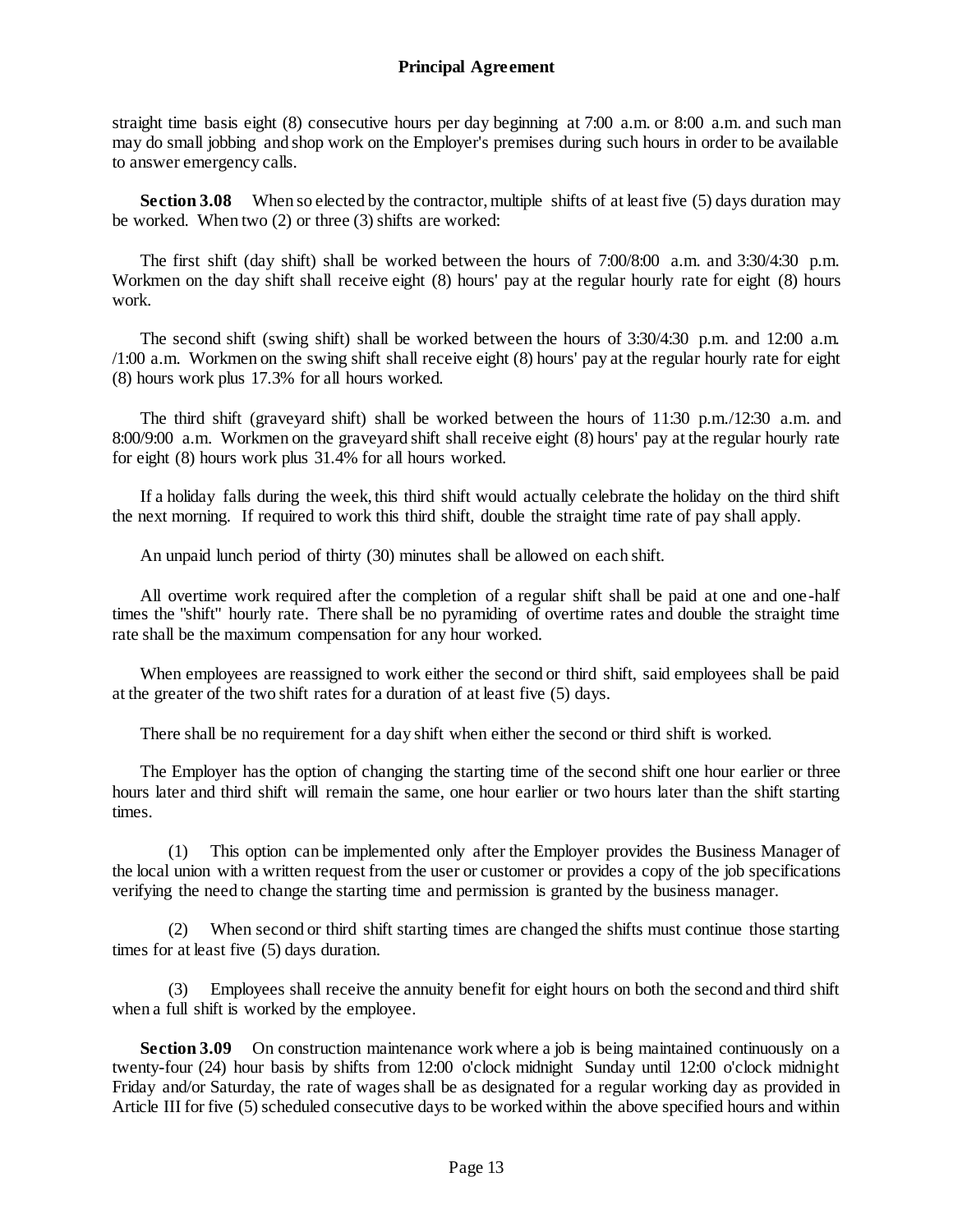straight time basis eight (8) consecutive hours per day beginning at 7:00 a.m. or 8:00 a.m. and such man may do small jobbing and shop work on the Employer's premises during such hours in order to be available to answer emergency calls.

**Section 3.08** When so elected by the contractor, multiple shifts of at least five (5) days duration may be worked. When two (2) or three (3) shifts are worked:

The first shift (day shift) shall be worked between the hours of 7:00/8:00 a.m. and 3:30/4:30 p.m. Workmen on the day shift shall receive eight (8) hours' pay at the regular hourly rate for eight (8) hours work.

The second shift (swing shift) shall be worked between the hours of 3:30/4:30 p.m. and 12:00 a.m. /1:00 a.m. Workmen on the swing shift shall receive eight (8) hours' pay at the regular hourly rate for eight (8) hours work plus 17.3% for all hours worked.

The third shift (graveyard shift) shall be worked between the hours of 11:30 p.m./12:30 a.m. and 8:00/9:00 a.m. Workmen on the graveyard shift shall receive eight (8) hours' pay at the regular hourly rate for eight (8) hours work plus 31.4% for all hours worked.

If a holiday falls during the week, this third shift would actually celebrate the holiday on the third shift the next morning. If required to work this third shift, double the straight time rate of pay shall apply.

An unpaid lunch period of thirty (30) minutes shall be allowed on each shift.

All overtime work required after the completion of a regular shift shall be paid at one and one-half times the "shift" hourly rate. There shall be no pyramiding of overtime rates and double the straight time rate shall be the maximum compensation for any hour worked.

When employees are reassigned to work either the second or third shift, said employees shall be paid at the greater of the two shift rates for a duration of at least five (5) days.

There shall be no requirement for a day shift when either the second or third shift is worked.

The Employer has the option of changing the starting time of the second shift one hour earlier or three hours later and third shift will remain the same, one hour earlier or two hours later than the shift starting times.

(1) This option can be implemented only after the Employer provides the Business Manager of the local union with a written request from the user or customer or provides a copy of the job specifications verifying the need to change the starting time and permission is granted by the business manager.

(2) When second or third shift starting times are changed the shifts must continue those starting times for at least five (5) days duration.

(3) Employees shall receive the annuity benefit for eight hours on both the second and third shift when a full shift is worked by the employee.

**Section 3.09** On construction maintenance work where a job is being maintained continuously on a twenty-four (24) hour basis by shifts from 12:00 o'clock midnight Sunday until 12:00 o'clock midnight Friday and/or Saturday, the rate of wages shall be as designated for a regular working day as provided in Article III for five (5) scheduled consecutive days to be worked within the above specified hours and within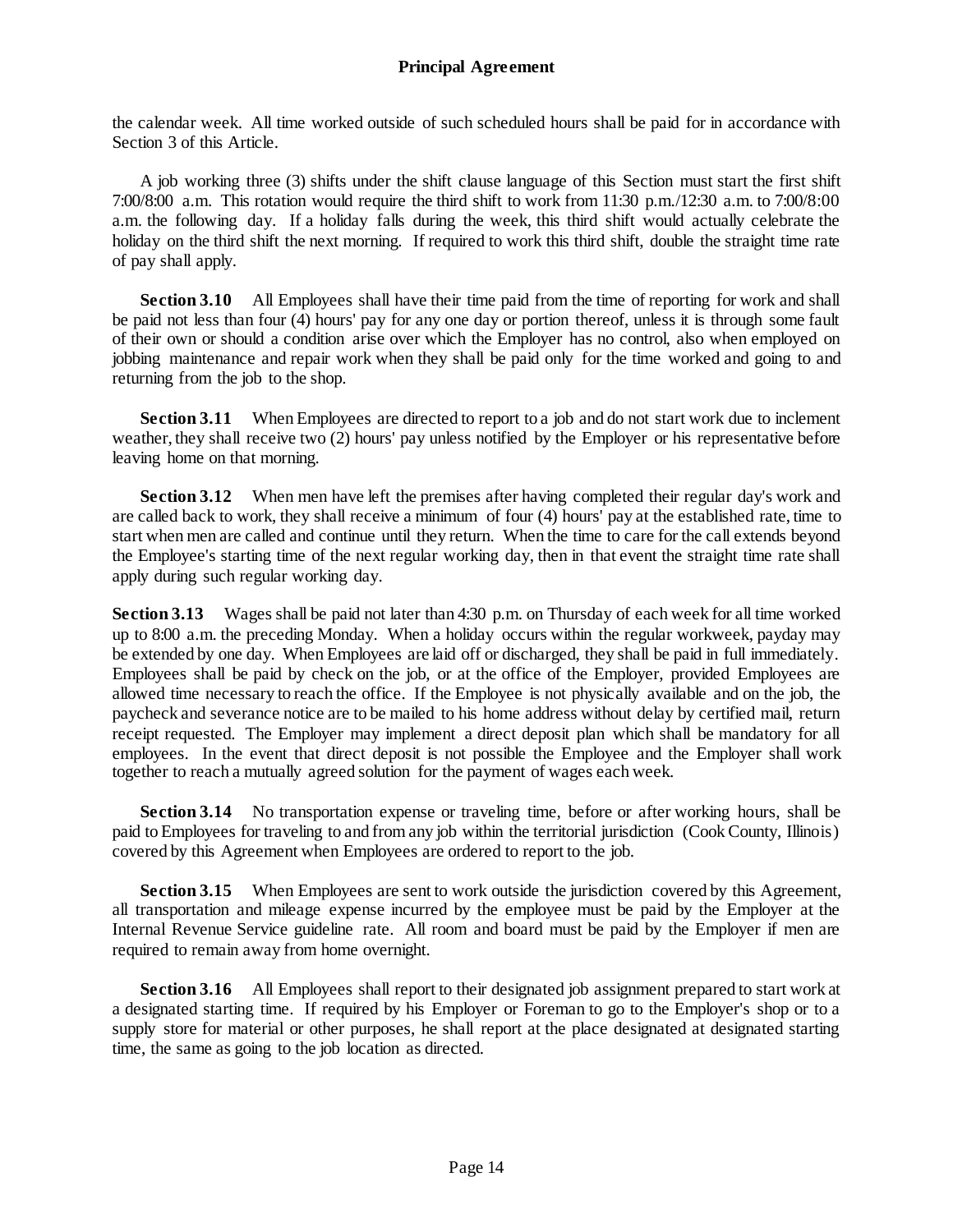the calendar week. All time worked outside of such scheduled hours shall be paid for in accordance with Section 3 of this Article.

A job working three (3) shifts under the shift clause language of this Section must start the first shift 7:00/8:00 a.m. This rotation would require the third shift to work from 11:30 p.m./12:30 a.m. to 7:00/8:00 a.m. the following day. If a holiday falls during the week, this third shift would actually celebrate the holiday on the third shift the next morning. If required to work this third shift, double the straight time rate of pay shall apply.

**Section 3.10** All Employees shall have their time paid from the time of reporting for work and shall be paid not less than four (4) hours' pay for any one day or portion thereof, unless it is through some fault of their own or should a condition arise over which the Employer has no control, also when employed on jobbing maintenance and repair work when they shall be paid only for the time worked and going to and returning from the job to the shop.

**Section 3.11** When Employees are directed to report to a job and do not start work due to inclement weather, they shall receive two (2) hours' pay unless notified by the Employer or his representative before leaving home on that morning.

**Section 3.12** When men have left the premises after having completed their regular day's work and are called back to work, they shall receive a minimum of four (4) hours' pay at the established rate, time to start when men are called and continue until they return. When the time to care for the call extends beyond the Employee's starting time of the next regular working day, then in that event the straight time rate shall apply during such regular working day.

**Section 3.13** Wages shall be paid not later than 4:30 p.m. on Thursday of each week for all time worked up to 8:00 a.m. the preceding Monday. When a holiday occurs within the regular workweek, payday may be extended by one day. When Employees are laid off or discharged, they shall be paid in full immediately. Employees shall be paid by check on the job, or at the office of the Employer, provided Employees are allowed time necessary to reach the office. If the Employee is not physically available and on the job, the paycheck and severance notice are to be mailed to his home address without delay by certified mail, return receipt requested. The Employer may implement a direct deposit plan which shall be mandatory for all employees. In the event that direct deposit is not possible the Employee and the Employer shall work together to reach a mutually agreed solution for the payment of wages each week.

**Section 3.14** No transportation expense or traveling time, before or after working hours, shall be paid to Employees for traveling to and from any job within the territorial jurisdiction (Cook County, Illinois) covered by this Agreement when Employees are ordered to report to the job.

**Section 3.15** When Employees are sent to work outside the jurisdiction covered by this Agreement, all transportation and mileage expense incurred by the employee must be paid by the Employer at the Internal Revenue Service guideline rate. All room and board must be paid by the Employer if men are required to remain away from home overnight.

**Section 3.16** All Employees shall report to their designated job assignment prepared to start work at a designated starting time. If required by his Employer or Foreman to go to the Employer's shop or to a supply store for material or other purposes, he shall report at the place designated at designated starting time, the same as going to the job location as directed.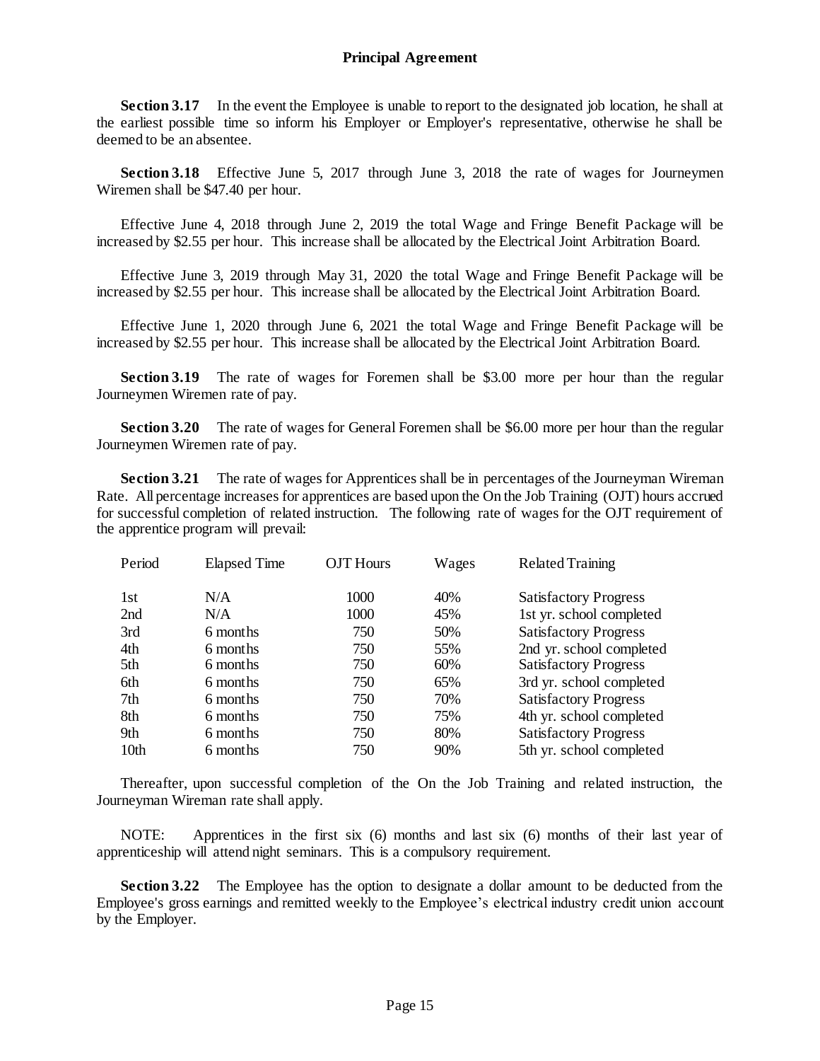**Section 3.17** In the event the Employee is unable to report to the designated job location, he shall at the earliest possible time so inform his Employer or Employer's representative, otherwise he shall be deemed to be an absentee.

**Section 3.18** Effective June 5, 2017 through June 3, 2018 the rate of wages for Journeymen Wiremen shall be $47.40 per hour.

Effective June 4, 2018 through June 2, 2019 the total Wage and Fringe Benefit Package will be increased by $2.55 per hour. This increase shall be allocated by the Electrical Joint Arbitration Board.

Effective June 3, 2019 through May 31, 2020 the total Wage and Fringe Benefit Package will be increased by $2.55 per hour. This increase shall be allocated by the Electrical Joint Arbitration Board.

Effective June 1, 2020 through June 6, 2021 the total Wage and Fringe Benefit Package will be increased by $2.55 per hour. This increase shall be allocated by the Electrical Joint Arbitration Board.

**Section 3.19** The rate of wages for Foremen shall be $3.00 more per hour than the regular Journeymen Wiremen rate of pay.

**Section 3.20** The rate of wages for General Foremen shall be $6.00 more per hour than the regular Journeymen Wiremen rate of pay.

**Section 3.21** The rate of wages for Apprentices shall be in percentages of the Journeyman Wireman Rate. All percentage increases for apprentices are based upon the On the Job Training (OJT) hours accrued for successful completion of related instruction. The following rate of wages for the OJT requirement of the apprentice program will prevail:

| Period | Elapsed Time | OJT Hours | Wages | Related Training |
|---|---|---|---|---|
| 1st | N/A | 1000 | 40% | Satisfactory Progress |
| 2nd | N/A | 1000 | 45% | 1st yr. school completed |
| 3rd | 6 months | 750 | 50% | Satisfactory Progress |
| 4th | 6 months | 750 | 55% | 2nd yr. school completed |
| 5th | 6 months | 750 | 60% | Satisfactory Progress |
| 6th | 6 months | 750 | 65% | 3rd yr. school completed |
| 7th | 6 months | 750 | 70% | Satisfactory Progress |
| 8th | 6 months | 750 | 75% | 4th yr. school completed |
| 9th | 6 months | 750 | 80% | Satisfactory Progress |
| 10th | 6 months | 750 | 90% | 5th yr. school completed |

Thereafter, upon successful completion of the On the Job Training and related instruction, the Journeyman Wireman rate shall apply.

NOTE: Apprentices in the first six (6) months and last six (6) months of their last year of apprenticeship will attend night seminars. This is a compulsory requirement.

**Section 3.22** The Employee has the option to designate a dollar amount to be deducted from the Employee's gross earnings and remitted weekly to the Employee's electrical industry credit union account by the Employer.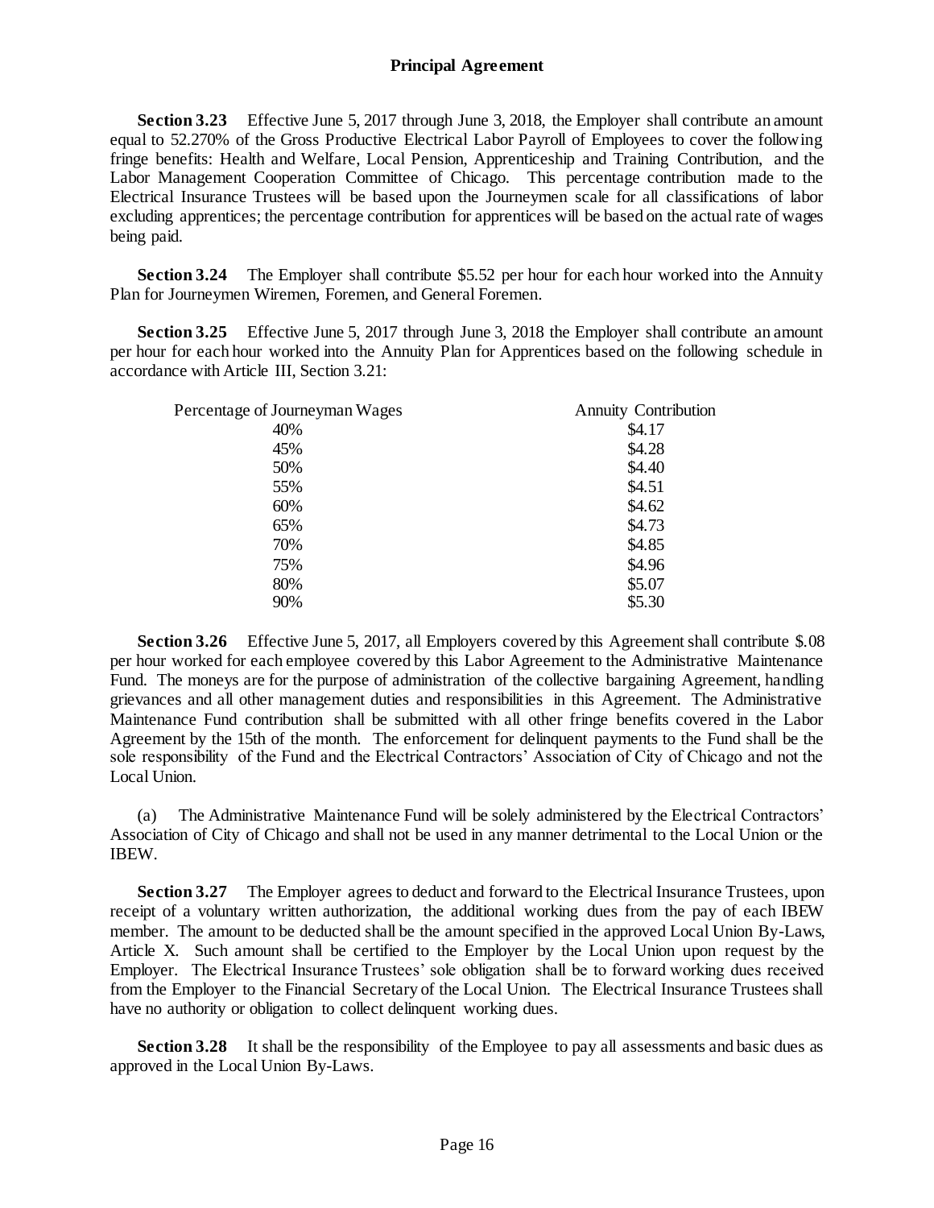**Section 3.23** Effective June 5, 2017 through June 3, 2018, the Employer shall contribute an amount equal to 52.270% of the Gross Productive Electrical Labor Payroll of Employees to cover the following fringe benefits: Health and Welfare, Local Pension, Apprenticeship and Training Contribution, and the Labor Management Cooperation Committee of Chicago. This percentage contribution made to the Electrical Insurance Trustees will be based upon the Journeymen scale for all classifications of labor excluding apprentices; the percentage contribution for apprentices will be based on the actual rate of wages being paid.

**Section 3.24** The Employer shall contribute $5.52 per hour for each hour worked into the Annuity Plan for Journeymen Wiremen, Foremen, and General Foremen.

**Section 3.25** Effective June 5, 2017 through June 3, 2018 the Employer shall contribute an amount per hour for each hour worked into the Annuity Plan for Apprentices based on the following schedule in accordance with Article III, Section 3.21:

| Percentage of Journeyman Wages | Annuity Contribution |
|---|---|
| 40% | $4.17 |
| 45% | $4.28 |
| 50% | $4.40 |
| 55% | $4.51 |
| 60% | $4.62 |
| 65% | $4.73 |
| 70% | $4.85 |
| 75% | $4.96 |
| 80% | $5.07 |
| 90% | $5.30 |

**Section 3.26** Effective June 5, 2017, all Employers covered by this Agreement shall contribute $.08 per hour worked for each employee covered by this Labor Agreement to the Administrative Maintenance Fund. The moneys are for the purpose of administration of the collective bargaining Agreement, handling grievances and all other management duties and responsibilities in this Agreement. The Administrative Maintenance Fund contribution shall be submitted with all other fringe benefits covered in the Labor Agreement by the 15th of the month. The enforcement for delinquent payments to the Fund shall be the sole responsibility of the Fund and the Electrical Contractors' Association of City of Chicago and not the Local Union.

(a) The Administrative Maintenance Fund will be solely administered by the Electrical Contractors' Association of City of Chicago and shall not be used in any manner detrimental to the Local Union or the IBEW.

**Section 3.27** The Employer agrees to deduct and forward to the Electrical Insurance Trustees, upon receipt of a voluntary written authorization, the additional working dues from the pay of each IBEW member. The amount to be deducted shall be the amount specified in the approved Local Union By-Laws, Article X. Such amount shall be certified to the Employer by the Local Union upon request by the Employer. The Electrical Insurance Trustees' sole obligation shall be to forward working dues received from the Employer to the Financial Secretary of the Local Union. The Electrical Insurance Trustees shall have no authority or obligation to collect delinquent working dues.

**Section 3.28** It shall be the responsibility of the Employee to pay all assessments and basic dues as approved in the Local Union By-Laws.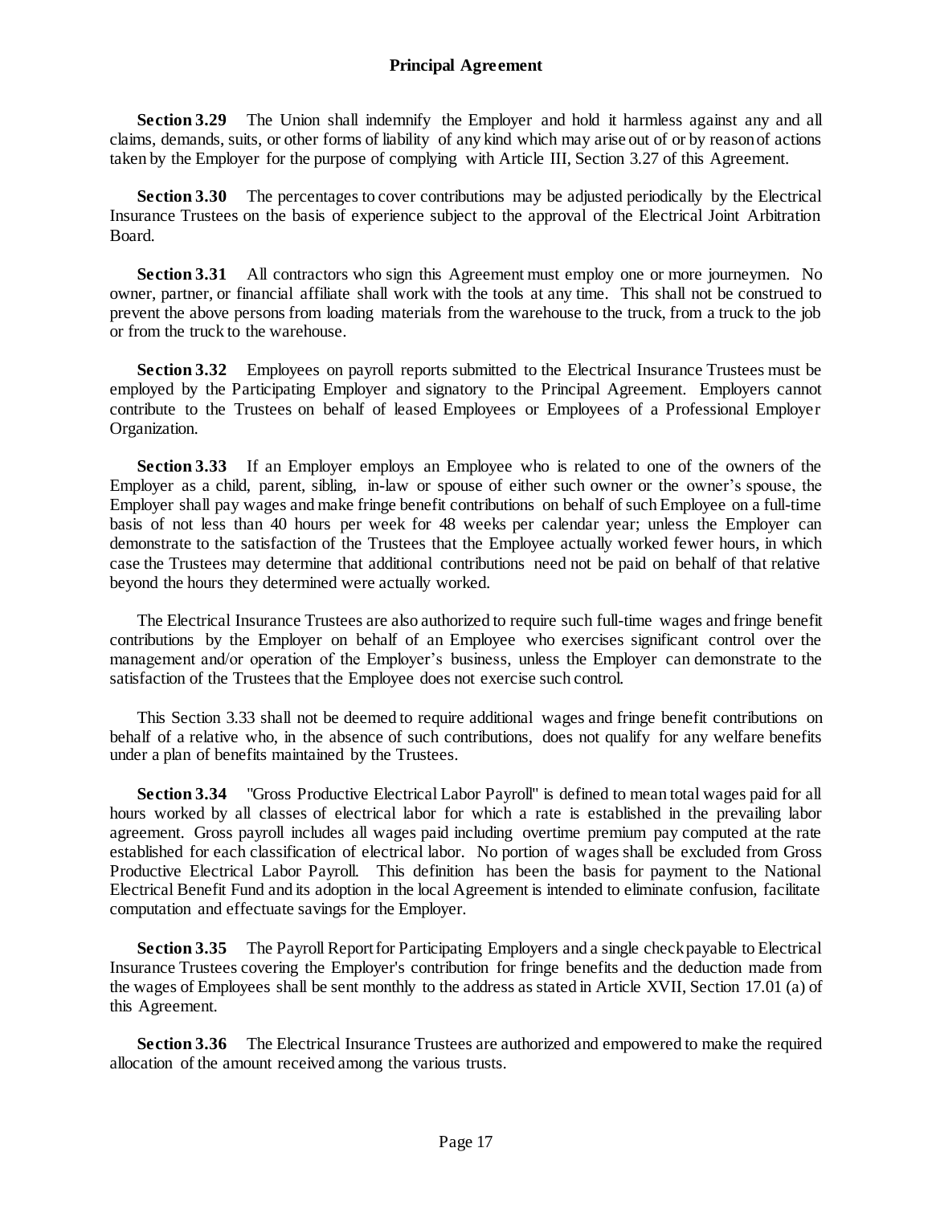**Section 3.29** The Union shall indemnify the Employer and hold it harmless against any and all claims, demands, suits, or other forms of liability of any kind which may arise out of or by reason of actions taken by the Employer for the purpose of complying with Article III, Section 3.27 of this Agreement.

**Section 3.30** The percentages to cover contributions may be adjusted periodically by the Electrical Insurance Trustees on the basis of experience subject to the approval of the Electrical Joint Arbitration Board.

**Section 3.31** All contractors who sign this Agreement must employ one or more journeymen. No owner, partner, or financial affiliate shall work with the tools at any time. This shall not be construed to prevent the above persons from loading materials from the warehouse to the truck, from a truck to the job or from the truck to the warehouse.

**Section 3.32** Employees on payroll reports submitted to the Electrical Insurance Trustees must be employed by the Participating Employer and signatory to the Principal Agreement. Employers cannot contribute to the Trustees on behalf of leased Employees or Employees of a Professional Employer Organization.

**Section 3.33** If an Employer employs an Employee who is related to one of the owners of the Employer as a child, parent, sibling, in-law or spouse of either such owner or the owner's spouse, the Employer shall pay wages and make fringe benefit contributions on behalf of such Employee on a full-time basis of not less than 40 hours per week for 48 weeks per calendar year; unless the Employer can demonstrate to the satisfaction of the Trustees that the Employee actually worked fewer hours, in which case the Trustees may determine that additional contributions need not be paid on behalf of that relative beyond the hours they determined were actually worked.

The Electrical Insurance Trustees are also authorized to require such full-time wages and fringe benefit contributions by the Employer on behalf of an Employee who exercises significant control over the management and/or operation of the Employer's business, unless the Employer can demonstrate to the satisfaction of the Trustees that the Employee does not exercise such control.

This Section 3.33 shall not be deemed to require additional wages and fringe benefit contributions on behalf of a relative who, in the absence of such contributions, does not qualify for any welfare benefits under a plan of benefits maintained by the Trustees.

**Section 3.34** "Gross Productive Electrical Labor Payroll" is defined to mean total wages paid for all hours worked by all classes of electrical labor for which a rate is established in the prevailing labor agreement. Gross payroll includes all wages paid including overtime premium pay computed at the rate established for each classification of electrical labor. No portion of wages shall be excluded from Gross Productive Electrical Labor Payroll. This definition has been the basis for payment to the National Electrical Benefit Fund and its adoption in the local Agreement is intended to eliminate confusion, facilitate computation and effectuate savings for the Employer.

**Section 3.35** The Payroll Report for Participating Employers and a single check payable to Electrical Insurance Trustees covering the Employer's contribution for fringe benefits and the deduction made from the wages of Employees shall be sent monthly to the address as stated in Article XVII, Section 17.01 (a) of this Agreement.

**Section 3.36** The Electrical Insurance Trustees are authorized and empowered to make the required allocation of the amount received among the various trusts.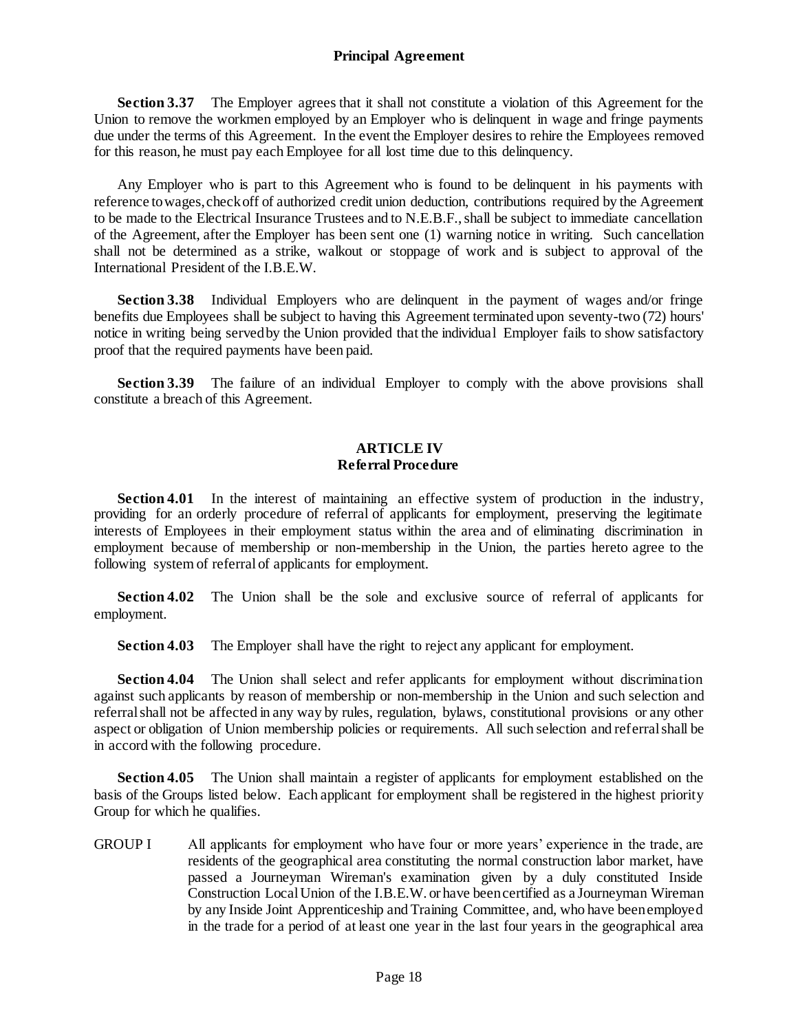**Section 3.37** The Employer agrees that it shall not constitute a violation of this Agreement for the Union to remove the workmen employed by an Employer who is delinquent in wage and fringe payments due under the terms of this Agreement. In the event the Employer desires to rehire the Employees removed for this reason, he must pay each Employee for all lost time due to this delinquency.

Any Employer who is part to this Agreement who is found to be delinquent in his payments with reference to wages, checkoff of authorized credit union deduction, contributions required by the Agreement to be made to the Electrical Insurance Trustees and to N.E.B.F., shall be subject to immediate cancellation of the Agreement, after the Employer has been sent one (1) warning notice in writing. Such cancellation shall not be determined as a strike, walkout or stoppage of work and is subject to approval of the International President of the I.B.E.W.

**Section 3.38** Individual Employers who are delinquent in the payment of wages and/or fringe benefits due Employees shall be subject to having this Agreement terminated upon seventy-two (72) hours' notice in writing being served by the Union provided that the individual Employer fails to show satisfactory proof that the required payments have been paid.

**Section 3.39** The failure of an individual Employer to comply with the above provisions shall constitute a breach of this Agreement.

## ARTICLE IV
## Referral Procedure

**Section 4.01** In the interest of maintaining an effective system of production in the industry, providing for an orderly procedure of referral of applicants for employment, preserving the legitimate interests of Employees in their employment status within the area and of eliminating discrimination in employment because of membership or non-membership in the Union, the parties hereto agree to the following system of referral of applicants for employment.

**Section 4.02** The Union shall be the sole and exclusive source of referral of applicants for employment.

**Section 4.03** The Employer shall have the right to reject any applicant for employment.

**Section 4.04** The Union shall select and refer applicants for employment without discrimination against such applicants by reason of membership or non-membership in the Union and such selection and referral shall not be affected in any way by rules, regulation, bylaws, constitutional provisions or any other aspect or obligation of Union membership policies or requirements. All such selection and referral shall be in accord with the following procedure.

**Section 4.05** The Union shall maintain a register of applicants for employment established on the basis of the Groups listed below. Each applicant for employment shall be registered in the highest priority Group for which he qualifies.

GROUP I All applicants for employment who have four or more years' experience in the trade, are residents of the geographical area constituting the normal construction labor market, have passed a Journeyman Wireman's examination given by a duly constituted Inside Construction Local Union of the I.B.E.W. or have been certified as a Journeyman Wireman by any Inside Joint Apprenticeship and Training Committee, and, who have been employed in the trade for a period of at least one year in the last four years in the geographical area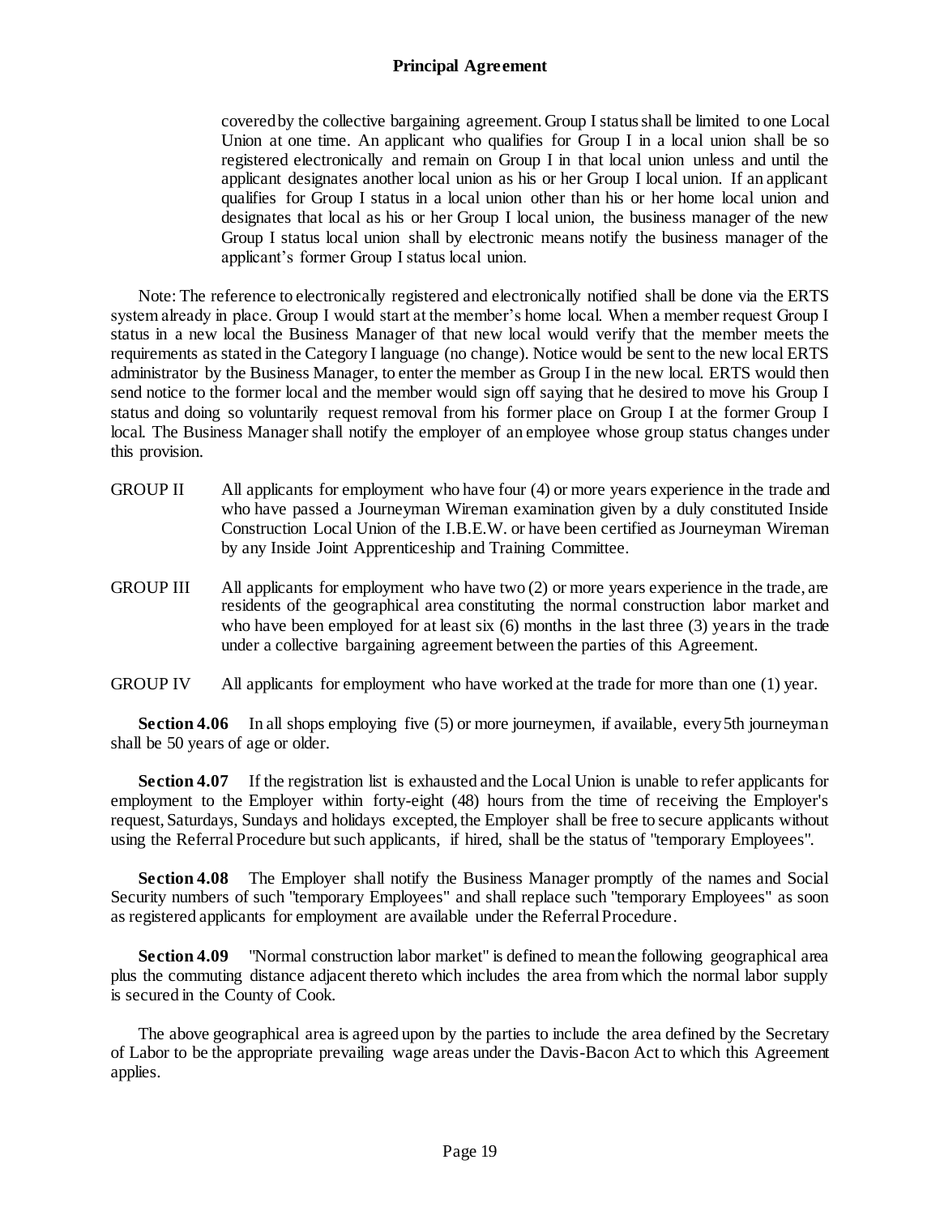covered by the collective bargaining agreement. Group I status shall be limited to one Local Union at one time. An applicant who qualifies for Group I in a local union shall be so registered electronically and remain on Group I in that local union unless and until the applicant designates another local union as his or her Group I local union. If an applicant qualifies for Group I status in a local union other than his or her home local union and designates that local as his or her Group I local union, the business manager of the new Group I status local union shall by electronic means notify the business manager of the applicant's former Group I status local union.

Note: The reference to electronically registered and electronically notified shall be done via the ERTS system already in place. Group I would start at the member's home local. When a member request Group I status in a new local the Business Manager of that new local would verify that the member meets the requirements as stated in the Category I language (no change). Notice would be sent to the new local ERTS administrator by the Business Manager, to enter the member as Group I in the new local. ERTS would then send notice to the former local and the member would sign off saying that he desired to move his Group I status and doing so voluntarily request removal from his former place on Group I at the former Group I local. The Business Manager shall notify the employer of an employee whose group status changes under this provision.

GROUP II All applicants for employment who have four (4) or more years experience in the trade and who have passed a Journeyman Wireman examination given by a duly constituted Inside Construction Local Union of the I.B.E.W. or have been certified as Journeyman Wireman by any Inside Joint Apprenticeship and Training Committee.

GROUP III All applicants for employment who have two (2) or more years experience in the trade, are residents of the geographical area constituting the normal construction labor market and who have been employed for at least six (6) months in the last three (3) years in the trade under a collective bargaining agreement between the parties of this Agreement.

GROUP IV All applicants for employment who have worked at the trade for more than one (1) year.

**Section 4.06** In all shops employing five (5) or more journeymen, if available, every 5th journeyman shall be 50 years of age or older.

**Section 4.07** If the registration list is exhausted and the Local Union is unable to refer applicants for employment to the Employer within forty-eight (48) hours from the time of receiving the Employer's request, Saturdays, Sundays and holidays excepted, the Employer shall be free to secure applicants without using the Referral Procedure but such applicants, if hired, shall be the status of "temporary Employees".

**Section 4.08** The Employer shall notify the Business Manager promptly of the names and Social Security numbers of such "temporary Employees" and shall replace such "temporary Employees" as soon as registered applicants for employment are available under the Referral Procedure.

**Section 4.09** "Normal construction labor market" is defined to mean the following geographical area plus the commuting distance adjacent thereto which includes the area from which the normal labor supply is secured in the County of Cook.

The above geographical area is agreed upon by the parties to include the area defined by the Secretary of Labor to be the appropriate prevailing wage areas under the Davis-Bacon Act to which this Agreement applies.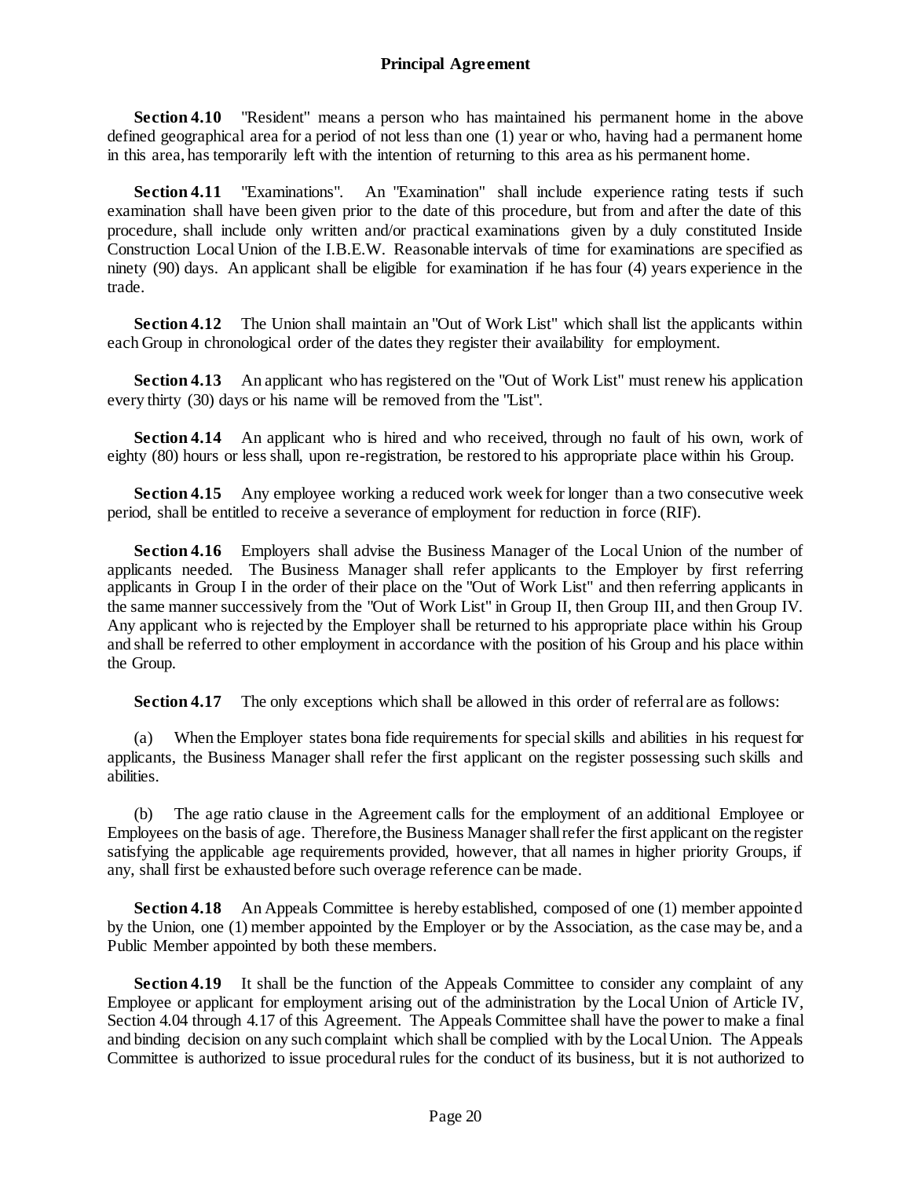**Section 4.10** "Resident" means a person who has maintained his permanent home in the above defined geographical area for a period of not less than one (1) year or who, having had a permanent home in this area, has temporarily left with the intention of returning to this area as his permanent home.

**Section 4.11** "Examinations". An "Examination" shall include experience rating tests if such examination shall have been given prior to the date of this procedure, but from and after the date of this procedure, shall include only written and/or practical examinations given by a duly constituted Inside Construction Local Union of the I.B.E.W. Reasonable intervals of time for examinations are specified as ninety (90) days. An applicant shall be eligible for examination if he has four (4) years experience in the trade.

**Section 4.12** The Union shall maintain an "Out of Work List" which shall list the applicants within each Group in chronological order of the dates they register their availability for employment.

**Section 4.13** An applicant who has registered on the "Out of Work List" must renew his application every thirty (30) days or his name will be removed from the "List".

**Section 4.14** An applicant who is hired and who received, through no fault of his own, work of eighty (80) hours or less shall, upon re-registration, be restored to his appropriate place within his Group.

**Section 4.15** Any employee working a reduced work week for longer than a two consecutive week period, shall be entitled to receive a severance of employment for reduction in force (RIF).

**Section 4.16** Employers shall advise the Business Manager of the Local Union of the number of applicants needed. The Business Manager shall refer applicants to the Employer by first referring applicants in Group I in the order of their place on the "Out of Work List" and then referring applicants in the same manner successively from the "Out of Work List" in Group II, then Group III, and then Group IV. Any applicant who is rejected by the Employer shall be returned to his appropriate place within his Group and shall be referred to other employment in accordance with the position of his Group and his place within the Group.

**Section 4.17** The only exceptions which shall be allowed in this order of referral are as follows:

(a) When the Employer states bona fide requirements for special skills and abilities in his request for applicants, the Business Manager shall refer the first applicant on the register possessing such skills and abilities.

(b) The age ratio clause in the Agreement calls for the employment of an additional Employee or Employees on the basis of age. Therefore, the Business Manager shall refer the first applicant on the register satisfying the applicable age requirements provided, however, that all names in higher priority Groups, if any, shall first be exhausted before such overage reference can be made.

**Section 4.18** An Appeals Committee is hereby established, composed of one (1) member appointed by the Union, one (1) member appointed by the Employer or by the Association, as the case may be, and a Public Member appointed by both these members.

**Section 4.19** It shall be the function of the Appeals Committee to consider any complaint of any Employee or applicant for employment arising out of the administration by the Local Union of Article IV, Section 4.04 through 4.17 of this Agreement. The Appeals Committee shall have the power to make a final and binding decision on any such complaint which shall be complied with by the Local Union. The Appeals Committee is authorized to issue procedural rules for the conduct of its business, but it is not authorized to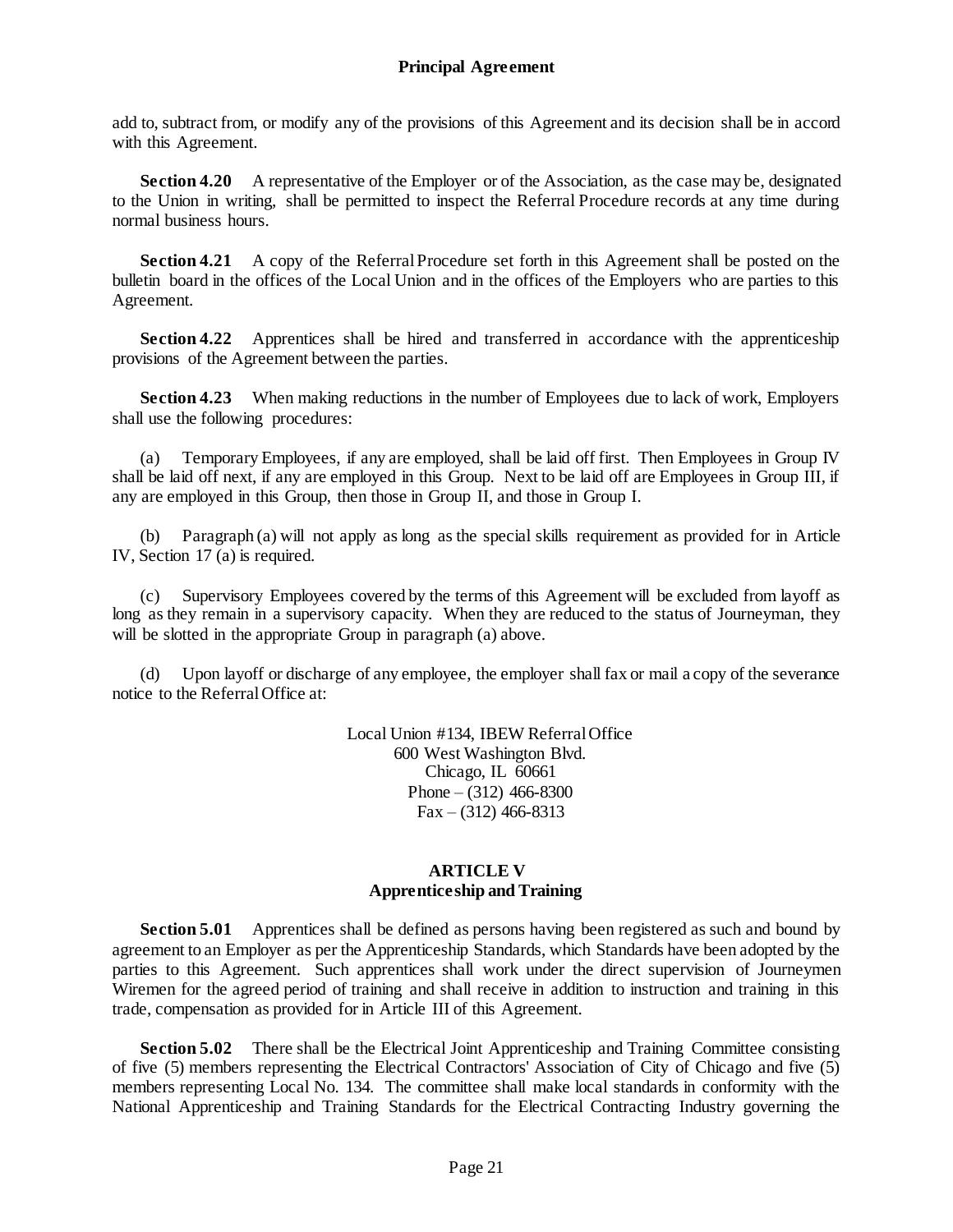add to, subtract from, or modify any of the provisions of this Agreement and its decision shall be in accord with this Agreement.

**Section 4.20** A representative of the Employer or of the Association, as the case may be, designated to the Union in writing, shall be permitted to inspect the Referral Procedure records at any time during normal business hours.

**Section 4.21** A copy of the Referral Procedure set forth in this Agreement shall be posted on the bulletin board in the offices of the Local Union and in the offices of the Employers who are parties to this Agreement.

**Section 4.22** Apprentices shall be hired and transferred in accordance with the apprenticeship provisions of the Agreement between the parties.

**Section 4.23** When making reductions in the number of Employees due to lack of work, Employers shall use the following procedures:

(a) Temporary Employees, if any are employed, shall be laid off first. Then Employees in Group IV shall be laid off next, if any are employed in this Group. Next to be laid off are Employees in Group III, if any are employed in this Group, then those in Group II, and those in Group I.

(b) Paragraph (a) will not apply as long as the special skills requirement as provided for in Article IV, Section 17 (a) is required.

(c) Supervisory Employees covered by the terms of this Agreement will be excluded from layoff as long as they remain in a supervisory capacity. When they are reduced to the status of Journeyman, they will be slotted in the appropriate Group in paragraph (a) above.

(d) Upon layoff or discharge of any employee, the employer shall fax or mail a copy of the severance notice to the Referral Office at:

Local Union #134, IBEW Referral Office
600 West Washington Blvd.
Chicago, IL 60661
Phone – (312) 466-8300
Fax – (312) 466-8313

## ARTICLE V
## Apprenticeship and Training

**Section 5.01** Apprentices shall be defined as persons having been registered as such and bound by agreement to an Employer as per the Apprenticeship Standards, which Standards have been adopted by the parties to this Agreement. Such apprentices shall work under the direct supervision of Journeymen Wiremen for the agreed period of training and shall receive in addition to instruction and training in this trade, compensation as provided for in Article III of this Agreement.

**Section 5.02** There shall be the Electrical Joint Apprenticeship and Training Committee consisting of five (5) members representing the Electrical Contractors' Association of City of Chicago and five (5) members representing Local No. 134. The committee shall make local standards in conformity with the National Apprenticeship and Training Standards for the Electrical Contracting Industry governing the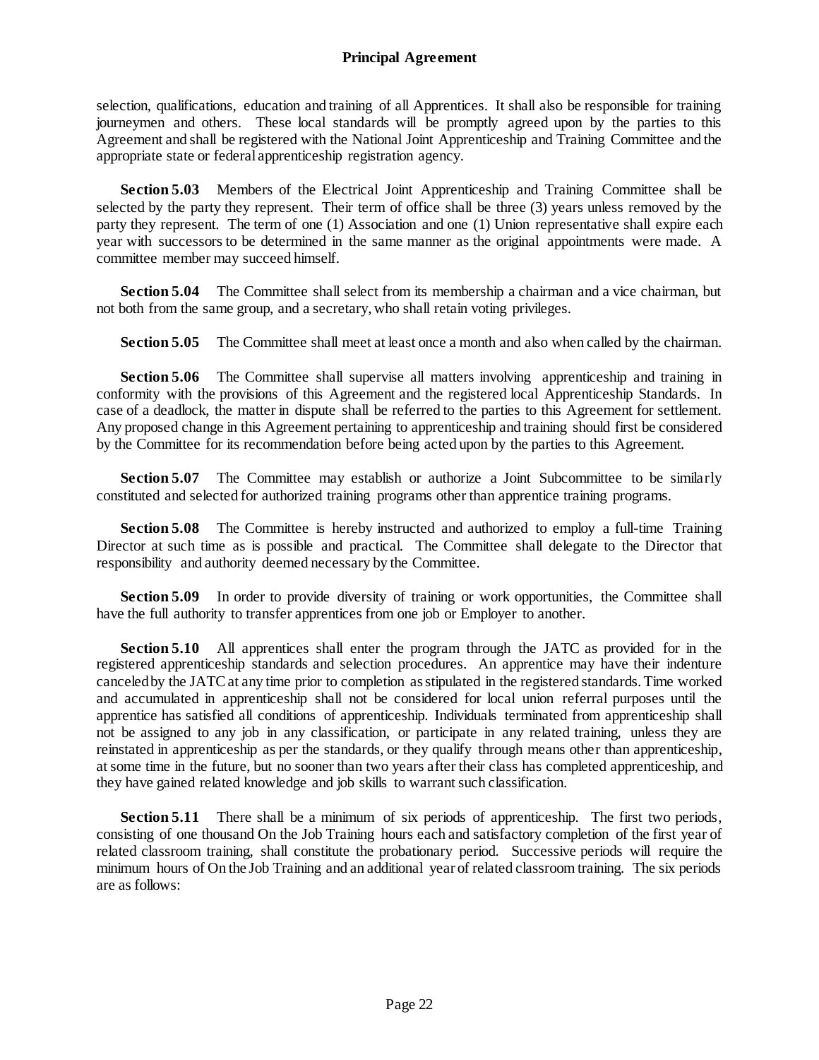selection, qualifications, education and training of all Apprentices. It shall also be responsible for training journeymen and others. These local standards will be promptly agreed upon by the parties to this Agreement and shall be registered with the National Joint Apprenticeship and Training Committee and the appropriate state or federal apprenticeship registration agency.

**Section 5.03** Members of the Electrical Joint Apprenticeship and Training Committee shall be selected by the party they represent. Their term of office shall be three (3) years unless removed by the party they represent. The term of one (1) Association and one (1) Union representative shall expire each year with successors to be determined in the same manner as the original appointments were made. A committee member may succeed himself.

**Section 5.04** The Committee shall select from its membership a chairman and a vice chairman, but not both from the same group, and a secretary, who shall retain voting privileges.

**Section 5.05** The Committee shall meet at least once a month and also when called by the chairman.

**Section 5.06** The Committee shall supervise all matters involving apprenticeship and training in conformity with the provisions of this Agreement and the registered local Apprenticeship Standards. In case of a deadlock, the matter in dispute shall be referred to the parties to this Agreement for settlement. Any proposed change in this Agreement pertaining to apprenticeship and training should first be considered by the Committee for its recommendation before being acted upon by the parties to this Agreement.

**Section 5.07** The Committee may establish or authorize a Joint Subcommittee to be similarly constituted and selected for authorized training programs other than apprentice training programs.

**Section 5.08** The Committee is hereby instructed and authorized to employ a full-time Training Director at such time as is possible and practical. The Committee shall delegate to the Director that responsibility and authority deemed necessary by the Committee.

**Section 5.09** In order to provide diversity of training or work opportunities, the Committee shall have the full authority to transfer apprentices from one job or Employer to another.

**Section 5.10** All apprentices shall enter the program through the JATC as provided for in the registered apprenticeship standards and selection procedures. An apprentice may have their indenture canceled by the JATC at any time prior to completion as stipulated in the registered standards. Time worked and accumulated in apprenticeship shall not be considered for local union referral purposes until the apprentice has satisfied all conditions of apprenticeship. Individuals terminated from apprenticeship shall not be assigned to any job in any classification, or participate in any related training, unless they are reinstated in apprenticeship as per the standards, or they qualify through means other than apprenticeship, at some time in the future, but no sooner than two years after their class has completed apprenticeship, and they have gained related knowledge and job skills to warrant such classification.

**Section 5.11** There shall be a minimum of six periods of apprenticeship. The first two periods, consisting of one thousand On the Job Training hours each and satisfactory completion of the first year of related classroom training, shall constitute the probationary period. Successive periods will require the minimum hours of On the Job Training and an additional year of related classroom training. The six periods are as follows: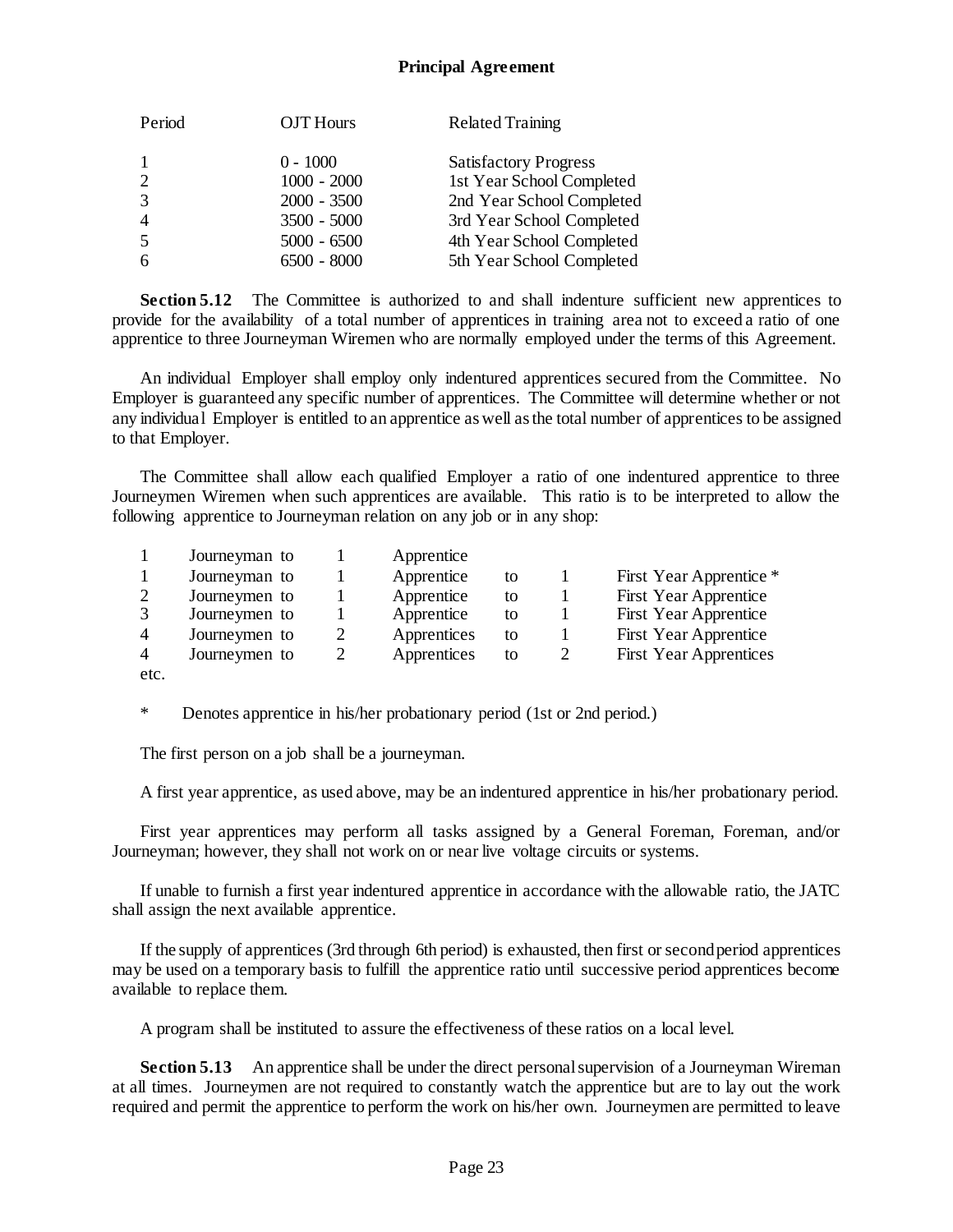| Period | OJT Hours | Related Training |
|---|---|---|
| 1 | 0 - 1000 | Satisfactory Progress |
| 2 | 1000 - 2000 | 1st Year School Completed |
| 3 | 2000 - 3500 | 2nd Year School Completed |
| 4 | 3500 - 5000 | 3rd Year School Completed |
| 5 | 5000 - 6500 | 4th Year School Completed |
| 6 | 6500 - 8000 | 5th Year School Completed |

**Section 5.12** The Committee is authorized to and shall indenture sufficient new apprentices to provide for the availability of a total number of apprentices in training area not to exceed a ratio of one apprentice to three Journeyman Wiremen who are normally employed under the terms of this Agreement.

An individual Employer shall employ only indentured apprentices secured from the Committee. No Employer is guaranteed any specific number of apprentices. The Committee will determine whether or not any individual Employer is entitled to an apprentice as well as the total number of apprentices to be assigned to that Employer.

The Committee shall allow each qualified Employer a ratio of one indentured apprentice to three Journeymen Wiremen when such apprentices are available. This ratio is to be interpreted to allow the following apprentice to Journeyman relation on any job or in any shop:

| | | | | | | |
|---|---|---|---|---|---|---|
| 1 | Journeyman to | 1 | Apprentice | | | |
| 1 | Journeyman to | 1 | Apprentice | to | 1 | First Year Apprentice * |
| 2 | Journeymen to | 1 | Apprentice | to | 1 | First Year Apprentice |
| 3 | Journeymen to | 1 | Apprentice | to | 1 | First Year Apprentice |
| 4 | Journeymen to | 2 | Apprentices | to | 1 | First Year Apprentice |
| 4 | Journeymen to | 2 | Apprentices | to | 2 | First Year Apprentices |
| etc. | | | | | | |

\* Denotes apprentice in his/her probationary period (1st or 2nd period.)

The first person on a job shall be a journeyman.

A first year apprentice, as used above, may be an indentured apprentice in his/her probationary period.

First year apprentices may perform all tasks assigned by a General Foreman, Foreman, and/or Journeyman; however, they shall not work on or near live voltage circuits or systems.

If unable to furnish a first year indentured apprentice in accordance with the allowable ratio, the JATC shall assign the next available apprentice.

If the supply of apprentices (3rd through 6th period) is exhausted, then first or second period apprentices may be used on a temporary basis to fulfill the apprentice ratio until successive period apprentices become available to replace them.

A program shall be instituted to assure the effectiveness of these ratios on a local level.

**Section 5.13** An apprentice shall be under the direct personal supervision of a Journeyman Wireman at all times. Journeymen are not required to constantly watch the apprentice but are to lay out the work required and permit the apprentice to perform the work on his/her own. Journeymen are permitted to leave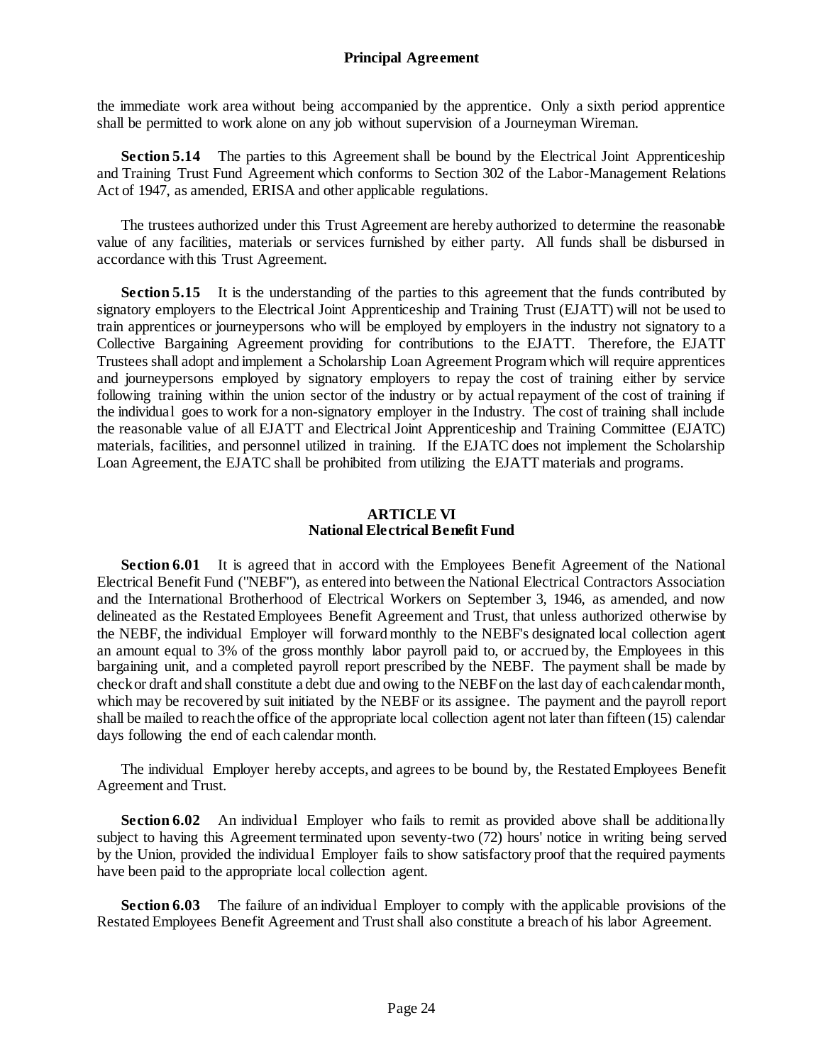the immediate work area without being accompanied by the apprentice. Only a sixth period apprentice shall be permitted to work alone on any job without supervision of a Journeyman Wireman.

**Section 5.14** The parties to this Agreement shall be bound by the Electrical Joint Apprenticeship and Training Trust Fund Agreement which conforms to Section 302 of the Labor-Management Relations Act of 1947, as amended, ERISA and other applicable regulations.

The trustees authorized under this Trust Agreement are hereby authorized to determine the reasonable value of any facilities, materials or services furnished by either party. All funds shall be disbursed in accordance with this Trust Agreement.

**Section 5.15** It is the understanding of the parties to this agreement that the funds contributed by signatory employers to the Electrical Joint Apprenticeship and Training Trust (EJATT) will not be used to train apprentices or journeypersons who will be employed by employers in the industry not signatory to a Collective Bargaining Agreement providing for contributions to the EJATT. Therefore, the EJATT Trustees shall adopt and implement a Scholarship Loan Agreement Program which will require apprentices and journeypersons employed by signatory employers to repay the cost of training either by service following training within the union sector of the industry or by actual repayment of the cost of training if the individual goes to work for a non-signatory employer in the Industry. The cost of training shall include the reasonable value of all EJATT and Electrical Joint Apprenticeship and Training Committee (EJATC) materials, facilities, and personnel utilized in training. If the EJATC does not implement the Scholarship Loan Agreement, the EJATC shall be prohibited from utilizing the EJATT materials and programs.

## ARTICLE VI
## National Electrical Benefit Fund

**Section 6.01** It is agreed that in accord with the Employees Benefit Agreement of the National Electrical Benefit Fund ("NEBF"), as entered into between the National Electrical Contractors Association and the International Brotherhood of Electrical Workers on September 3, 1946, as amended, and now delineated as the Restated Employees Benefit Agreement and Trust, that unless authorized otherwise by the NEBF, the individual Employer will forward monthly to the NEBF's designated local collection agent an amount equal to 3% of the gross monthly labor payroll paid to, or accrued by, the Employees in this bargaining unit, and a completed payroll report prescribed by the NEBF. The payment shall be made by check or draft and shall constitute a debt due and owing to the NEBF on the last day of each calendar month, which may be recovered by suit initiated by the NEBF or its assignee. The payment and the payroll report shall be mailed to reach the office of the appropriate local collection agent not later than fifteen (15) calendar days following the end of each calendar month.

The individual Employer hereby accepts, and agrees to be bound by, the Restated Employees Benefit Agreement and Trust.

**Section 6.02** An individual Employer who fails to remit as provided above shall be additionally subject to having this Agreement terminated upon seventy-two (72) hours' notice in writing being served by the Union, provided the individual Employer fails to show satisfactory proof that the required payments have been paid to the appropriate local collection agent.

**Section 6.03** The failure of an individual Employer to comply with the applicable provisions of the Restated Employees Benefit Agreement and Trust shall also constitute a breach of his labor Agreement.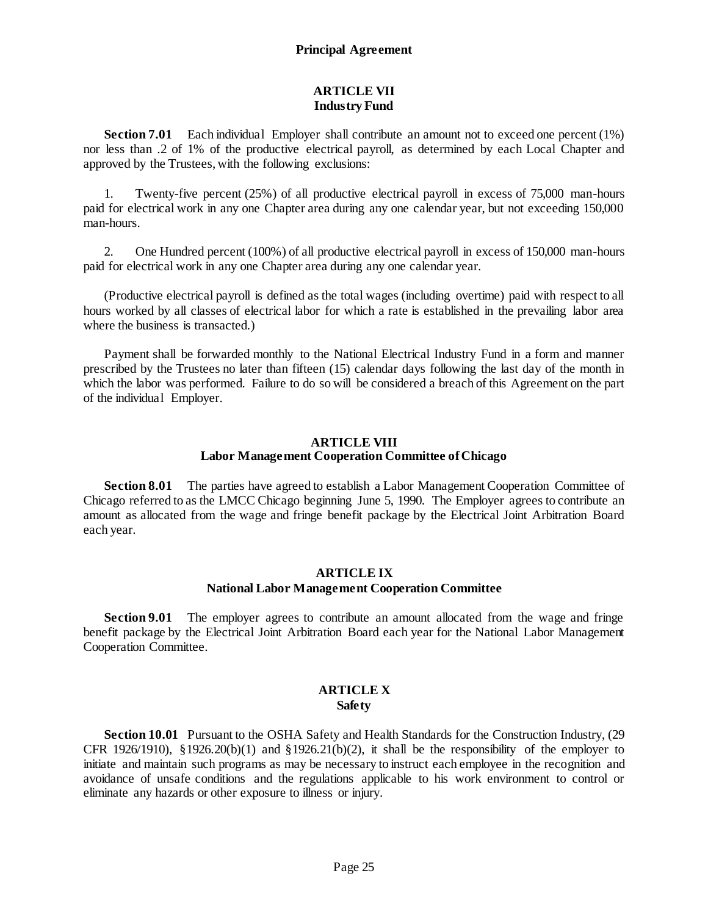# ARTICLE VII
## Industry Fund

**Section 7.01** Each individual Employer shall contribute an amount not to exceed one percent (1%) nor less than .2 of 1% of the productive electrical payroll, as determined by each Local Chapter and approved by the Trustees, with the following exclusions:

1. Twenty-five percent (25%) of all productive electrical payroll in excess of 75,000 man-hours paid for electrical work in any one Chapter area during any one calendar year, but not exceeding 150,000 man-hours.

2. One Hundred percent (100%) of all productive electrical payroll in excess of 150,000 man-hours paid for electrical work in any one Chapter area during any one calendar year.

(Productive electrical payroll is defined as the total wages (including overtime) paid with respect to all hours worked by all classes of electrical labor for which a rate is established in the prevailing labor area where the business is transacted.)

Payment shall be forwarded monthly to the National Electrical Industry Fund in a form and manner prescribed by the Trustees no later than fifteen (15) calendar days following the last day of the month in which the labor was performed. Failure to do so will be considered a breach of this Agreement on the part of the individual Employer.

# ARTICLE VIII
## Labor Management Cooperation Committee of Chicago

**Section 8.01** The parties have agreed to establish a Labor Management Cooperation Committee of Chicago referred to as the LMCC Chicago beginning June 5, 1990. The Employer agrees to contribute an amount as allocated from the wage and fringe benefit package by the Electrical Joint Arbitration Board each year.

# ARTICLE IX
## National Labor Management Cooperation Committee

**Section 9.01** The employer agrees to contribute an amount allocated from the wage and fringe benefit package by the Electrical Joint Arbitration Board each year for the National Labor Management Cooperation Committee.

# ARTICLE X
## Safety

**Section 10.01** Pursuant to the OSHA Safety and Health Standards for the Construction Industry, (29 CFR 1926/1910), §1926.20(b)(1) and §1926.21(b)(2), it shall be the responsibility of the employer to initiate and maintain such programs as may be necessary to instruct each employee in the recognition and avoidance of unsafe conditions and the regulations applicable to his work environment to control or eliminate any hazards or other exposure to illness or injury.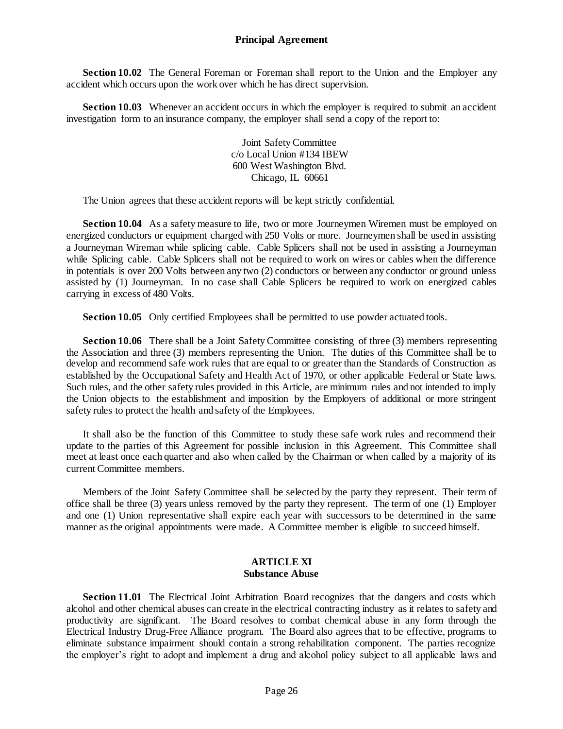**Section 10.02** The General Foreman or Foreman shall report to the Union and the Employer any accident which occurs upon the work over which he has direct supervision.

**Section 10.03** Whenever an accident occurs in which the employer is required to submit an accident investigation form to an insurance company, the employer shall send a copy of the report to:

Joint Safety Committee
c/o Local Union #134 IBEW
600 West Washington Blvd.
Chicago, IL 60661

The Union agrees that these accident reports will be kept strictly confidential.

**Section 10.04** As a safety measure to life, two or more Journeymen Wiremen must be employed on energized conductors or equipment charged with 250 Volts or more. Journeymen shall be used in assisting a Journeyman Wireman while splicing cable. Cable Splicers shall not be used in assisting a Journeyman while Splicing cable. Cable Splicers shall not be required to work on wires or cables when the difference in potentials is over 200 Volts between any two (2) conductors or between any conductor or ground unless assisted by (1) Journeyman. In no case shall Cable Splicers be required to work on energized cables carrying in excess of 480 Volts.

**Section 10.05** Only certified Employees shall be permitted to use powder actuated tools.

**Section 10.06** There shall be a Joint Safety Committee consisting of three (3) members representing the Association and three (3) members representing the Union. The duties of this Committee shall be to develop and recommend safe work rules that are equal to or greater than the Standards of Construction as established by the Occupational Safety and Health Act of 1970, or other applicable Federal or State laws. Such rules, and the other safety rules provided in this Article, are minimum rules and not intended to imply the Union objects to the establishment and imposition by the Employers of additional or more stringent safety rules to protect the health and safety of the Employees.

It shall also be the function of this Committee to study these safe work rules and recommend their update to the parties of this Agreement for possible inclusion in this Agreement. This Committee shall meet at least once each quarter and also when called by the Chairman or when called by a majority of its current Committee members.

Members of the Joint Safety Committee shall be selected by the party they represent. Their term of office shall be three (3) years unless removed by the party they represent. The term of one (1) Employer and one (1) Union representative shall expire each year with successors to be determined in the same manner as the original appointments were made. A Committee member is eligible to succeed himself.

## ARTICLE XI
## Substance Abuse

**Section 11.01** The Electrical Joint Arbitration Board recognizes that the dangers and costs which alcohol and other chemical abuses can create in the electrical contracting industry as it relates to safety and productivity are significant. The Board resolves to combat chemical abuse in any form through the Electrical Industry Drug-Free Alliance program. The Board also agrees that to be effective, programs to eliminate substance impairment should contain a strong rehabilitation component. The parties recognize the employer's right to adopt and implement a drug and alcohol policy subject to all applicable laws and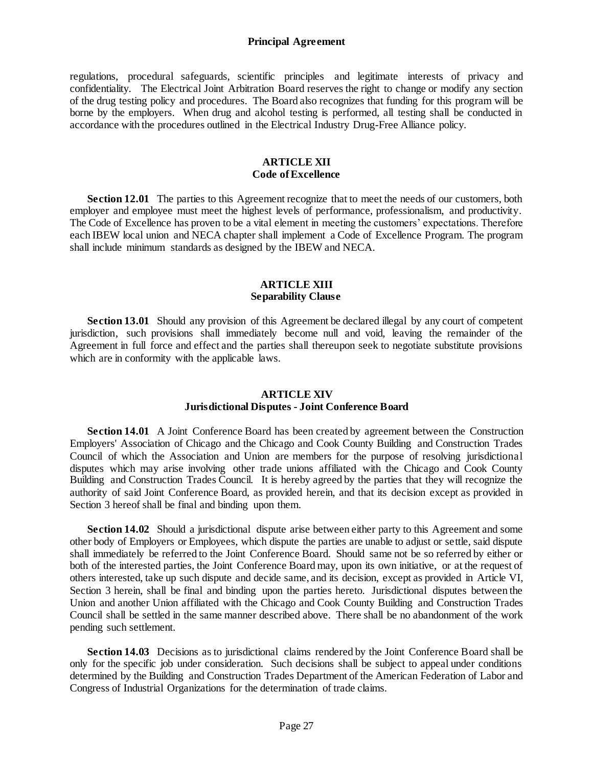regulations, procedural safeguards, scientific principles and legitimate interests of privacy and confidentiality. The Electrical Joint Arbitration Board reserves the right to change or modify any section of the drug testing policy and procedures. The Board also recognizes that funding for this program will be borne by the employers. When drug and alcohol testing is performed, all testing shall be conducted in accordance with the procedures outlined in the Electrical Industry Drug-Free Alliance policy.

## ARTICLE XII
## Code of Excellence

**Section 12.01** The parties to this Agreement recognize that to meet the needs of our customers, both employer and employee must meet the highest levels of performance, professionalism, and productivity. The Code of Excellence has proven to be a vital element in meeting the customers' expectations. Therefore each IBEW local union and NECA chapter shall implement a Code of Excellence Program. The program shall include minimum standards as designed by the IBEW and NECA.

## ARTICLE XIII
## Separability Clause

**Section 13.01** Should any provision of this Agreement be declared illegal by any court of competent jurisdiction, such provisions shall immediately become null and void, leaving the remainder of the Agreement in full force and effect and the parties shall thereupon seek to negotiate substitute provisions which are in conformity with the applicable laws.

## ARTICLE XIV
## Jurisdictional Disputes - Joint Conference Board

**Section 14.01** A Joint Conference Board has been created by agreement between the Construction Employers' Association of Chicago and the Chicago and Cook County Building and Construction Trades Council of which the Association and Union are members for the purpose of resolving jurisdictional disputes which may arise involving other trade unions affiliated with the Chicago and Cook County Building and Construction Trades Council. It is hereby agreed by the parties that they will recognize the authority of said Joint Conference Board, as provided herein, and that its decision except as provided in Section 3 hereof shall be final and binding upon them.

**Section 14.02** Should a jurisdictional dispute arise between either party to this Agreement and some other body of Employers or Employees, which dispute the parties are unable to adjust or settle, said dispute shall immediately be referred to the Joint Conference Board. Should same not be so referred by either or both of the interested parties, the Joint Conference Board may, upon its own initiative, or at the request of others interested, take up such dispute and decide same, and its decision, except as provided in Article VI, Section 3 herein, shall be final and binding upon the parties hereto. Jurisdictional disputes between the Union and another Union affiliated with the Chicago and Cook County Building and Construction Trades Council shall be settled in the same manner described above. There shall be no abandonment of the work pending such settlement.

**Section 14.03** Decisions as to jurisdictional claims rendered by the Joint Conference Board shall be only for the specific job under consideration. Such decisions shall be subject to appeal under conditions determined by the Building and Construction Trades Department of the American Federation of Labor and Congress of Industrial Organizations for the determination of trade claims.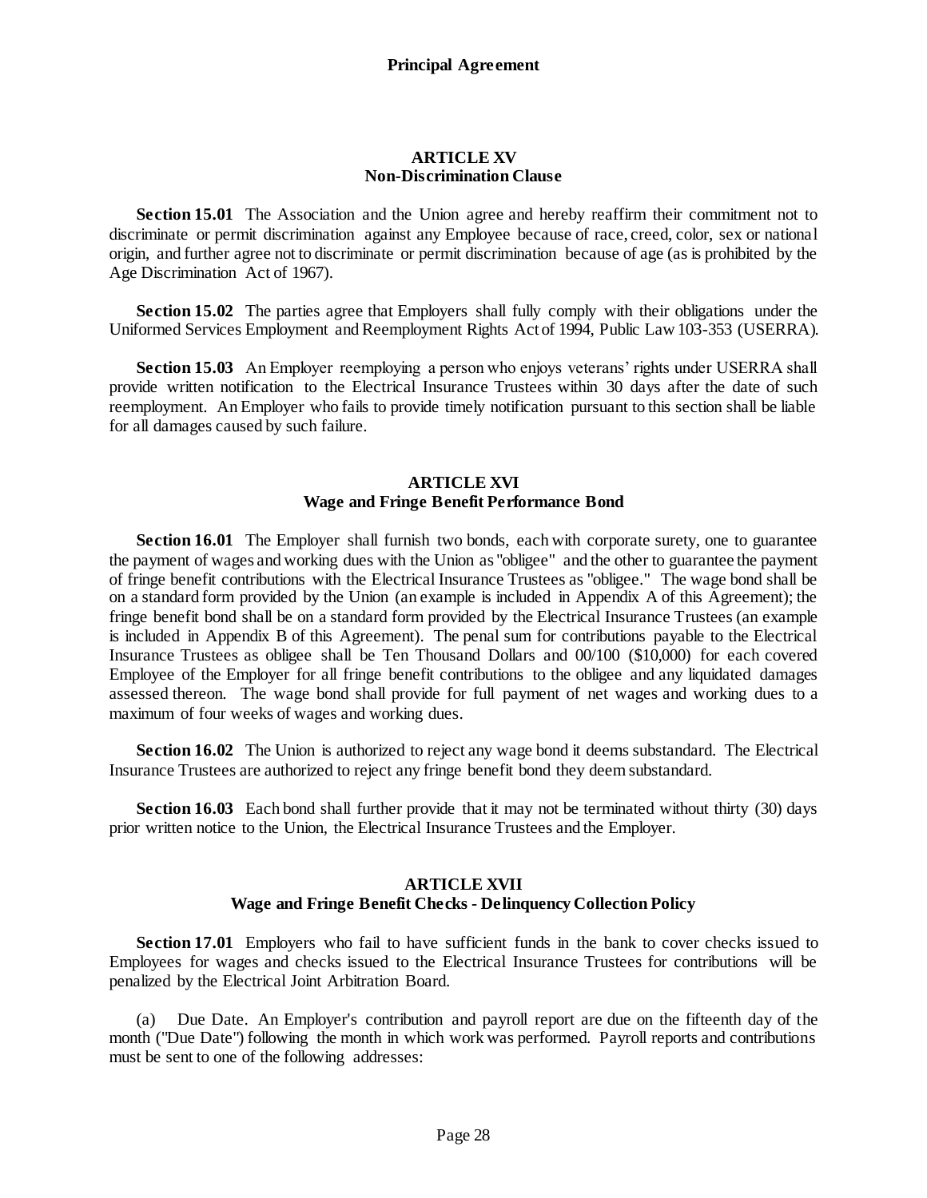## ARTICLE XV
### Non-Discrimination Clause

**Section 15.01** The Association and the Union agree and hereby reaffirm their commitment not to discriminate or permit discrimination against any Employee because of race, creed, color, sex or national origin, and further agree not to discriminate or permit discrimination because of age (as is prohibited by the Age Discrimination Act of 1967).

**Section 15.02** The parties agree that Employers shall fully comply with their obligations under the Uniformed Services Employment and Reemployment Rights Act of 1994, Public Law 103-353 (USERRA).

**Section 15.03** An Employer reemploying a person who enjoys veterans' rights under USERRA shall provide written notification to the Electrical Insurance Trustees within 30 days after the date of such reemployment. An Employer who fails to provide timely notification pursuant to this section shall be liable for all damages caused by such failure.

## ARTICLE XVI
### Wage and Fringe Benefit Performance Bond

**Section 16.01** The Employer shall furnish two bonds, each with corporate surety, one to guarantee the payment of wages and working dues with the Union as "obligee" and the other to guarantee the payment of fringe benefit contributions with the Electrical Insurance Trustees as "obligee." The wage bond shall be on a standard form provided by the Union (an example is included in Appendix A of this Agreement); the fringe benefit bond shall be on a standard form provided by the Electrical Insurance Trustees (an example is included in Appendix B of this Agreement). The penal sum for contributions payable to the Electrical Insurance Trustees as obligee shall be Ten Thousand Dollars and 00/100 ($10,000) for each covered Employee of the Employer for all fringe benefit contributions to the obligee and any liquidated damages assessed thereon. The wage bond shall provide for full payment of net wages and working dues to a maximum of four weeks of wages and working dues.

**Section 16.02** The Union is authorized to reject any wage bond it deems substandard. The Electrical Insurance Trustees are authorized to reject any fringe benefit bond they deem substandard.

**Section 16.03** Each bond shall further provide that it may not be terminated without thirty (30) days prior written notice to the Union, the Electrical Insurance Trustees and the Employer.

## ARTICLE XVII
### Wage and Fringe Benefit Checks - Delinquency Collection Policy

**Section 17.01** Employers who fail to have sufficient funds in the bank to cover checks issued to Employees for wages and checks issued to the Electrical Insurance Trustees for contributions will be penalized by the Electrical Joint Arbitration Board.

(a) Due Date. An Employer's contribution and payroll report are due on the fifteenth day of the month ("Due Date") following the month in which work was performed. Payroll reports and contributions must be sent to one of the following addresses: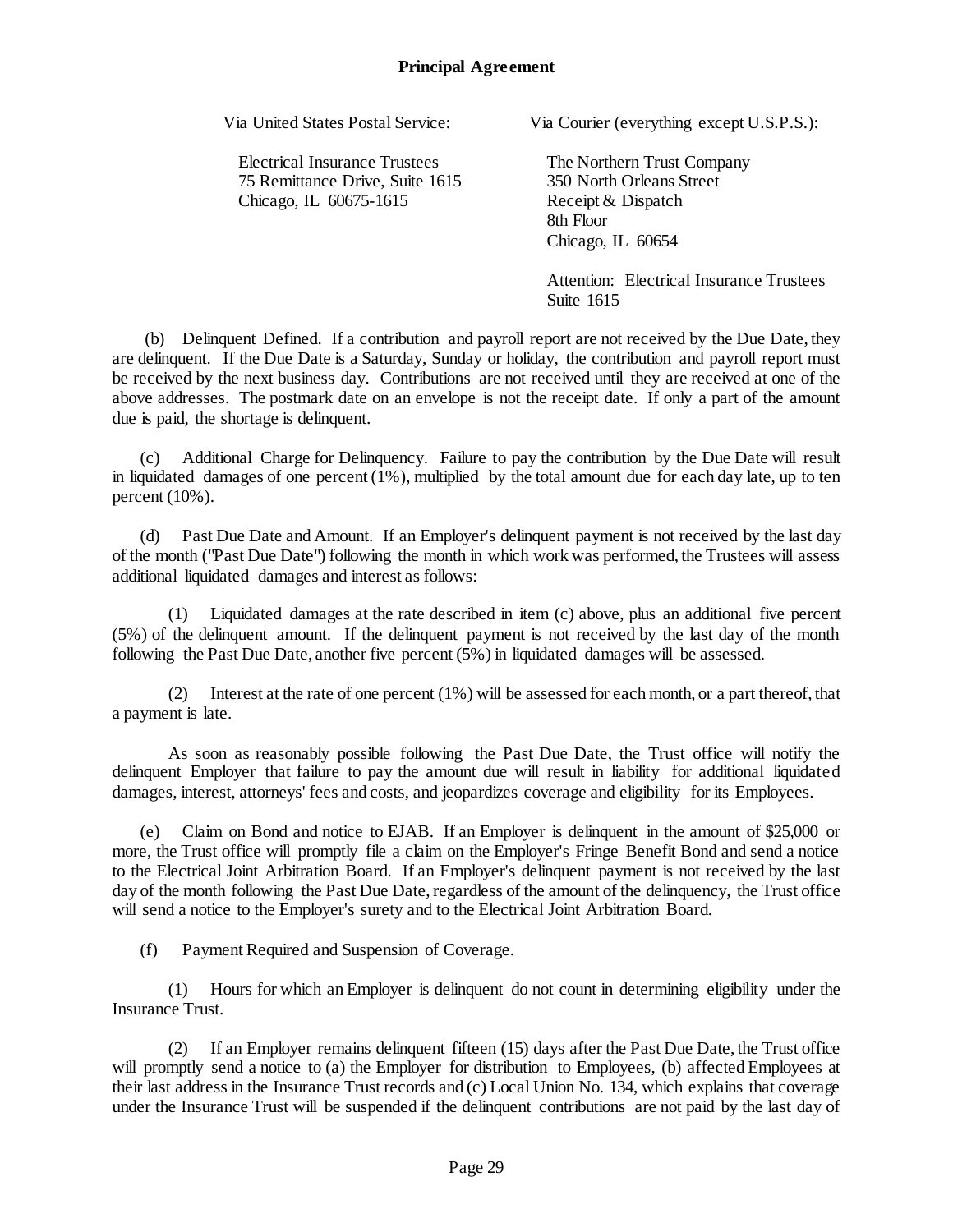Via United States Postal Service:

Electrical Insurance Trustees
75 Remittance Drive, Suite 1615
Chicago, IL 60675-1615

Via Courier (everything except U.S.P.S.):

The Northern Trust Company
350 North Orleans Street
Receipt & Dispatch
8th Floor
Chicago, IL 60654

Attention: Electrical Insurance Trustees
Suite 1615

(b) Delinquent Defined. If a contribution and payroll report are not received by the Due Date, they are delinquent. If the Due Date is a Saturday, Sunday or holiday, the contribution and payroll report must be received by the next business day. Contributions are not received until they are received at one of the above addresses. The postmark date on an envelope is not the receipt date. If only a part of the amount due is paid, the shortage is delinquent.

(c) Additional Charge for Delinquency. Failure to pay the contribution by the Due Date will result in liquidated damages of one percent (1%), multiplied by the total amount due for each day late, up to ten percent (10%).

(d) Past Due Date and Amount. If an Employer's delinquent payment is not received by the last day of the month ("Past Due Date") following the month in which work was performed, the Trustees will assess additional liquidated damages and interest as follows:

(1) Liquidated damages at the rate described in item (c) above, plus an additional five percent (5%) of the delinquent amount. If the delinquent payment is not received by the last day of the month following the Past Due Date, another five percent (5%) in liquidated damages will be assessed.

(2) Interest at the rate of one percent (1%) will be assessed for each month, or a part thereof, that a payment is late.

As soon as reasonably possible following the Past Due Date, the Trust office will notify the delinquent Employer that failure to pay the amount due will result in liability for additional liquidated damages, interest, attorneys' fees and costs, and jeopardizes coverage and eligibility for its Employees.

(e) Claim on Bond and notice to EJAB. If an Employer is delinquent in the amount of $25,000 or more, the Trust office will promptly file a claim on the Employer's Fringe Benefit Bond and send a notice to the Electrical Joint Arbitration Board. If an Employer's delinquent payment is not received by the last day of the month following the Past Due Date, regardless of the amount of the delinquency, the Trust office will send a notice to the Employer's surety and to the Electrical Joint Arbitration Board.

(f) Payment Required and Suspension of Coverage.

(1) Hours for which an Employer is delinquent do not count in determining eligibility under the Insurance Trust.

(2) If an Employer remains delinquent fifteen (15) days after the Past Due Date, the Trust office will promptly send a notice to (a) the Employer for distribution to Employees, (b) affected Employees at their last address in the Insurance Trust records and (c) Local Union No. 134, which explains that coverage under the Insurance Trust will be suspended if the delinquent contributions are not paid by the last day of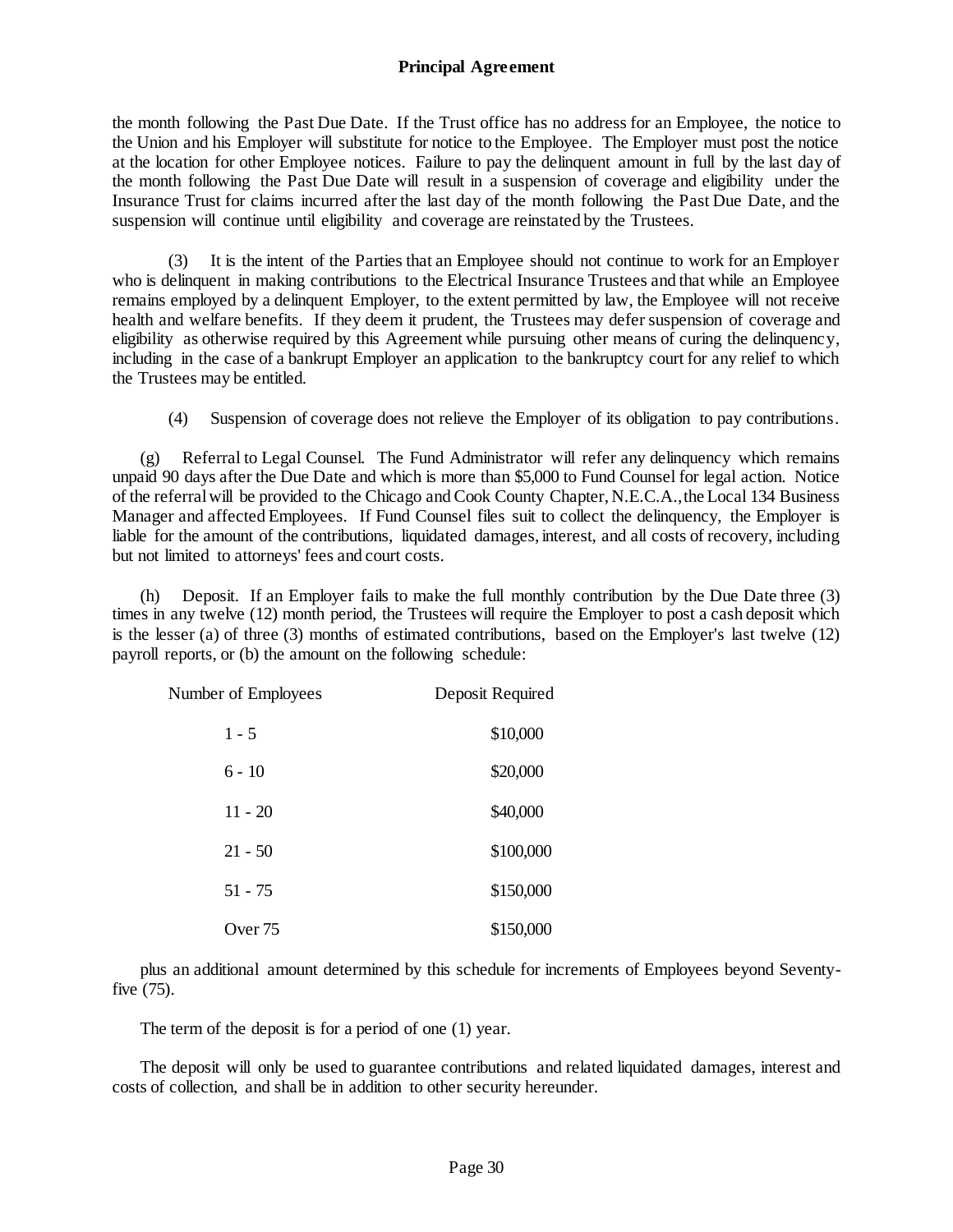the month following the Past Due Date. If the Trust office has no address for an Employee, the notice to the Union and his Employer will substitute for notice to the Employee. The Employer must post the notice at the location for other Employee notices. Failure to pay the delinquent amount in full by the last day of the month following the Past Due Date will result in a suspension of coverage and eligibility under the Insurance Trust for claims incurred after the last day of the month following the Past Due Date, and the suspension will continue until eligibility and coverage are reinstated by the Trustees.

(3) It is the intent of the Parties that an Employee should not continue to work for an Employer who is delinquent in making contributions to the Electrical Insurance Trustees and that while an Employee remains employed by a delinquent Employer, to the extent permitted by law, the Employee will not receive health and welfare benefits. If they deem it prudent, the Trustees may defer suspension of coverage and eligibility as otherwise required by this Agreement while pursuing other means of curing the delinquency, including in the case of a bankrupt Employer an application to the bankruptcy court for any relief to which the Trustees may be entitled.

(4) Suspension of coverage does not relieve the Employer of its obligation to pay contributions.

(g) Referral to Legal Counsel. The Fund Administrator will refer any delinquency which remains unpaid 90 days after the Due Date and which is more than $5,000 to Fund Counsel for legal action. Notice of the referral will be provided to the Chicago and Cook County Chapter, N.E.C.A., the Local 134 Business Manager and affected Employees. If Fund Counsel files suit to collect the delinquency, the Employer is liable for the amount of the contributions, liquidated damages, interest, and all costs of recovery, including but not limited to attorneys' fees and court costs.

(h) Deposit. If an Employer fails to make the full monthly contribution by the Due Date three (3) times in any twelve (12) month period, the Trustees will require the Employer to post a cash deposit which is the lesser (a) of three (3) months of estimated contributions, based on the Employer's last twelve (12) payroll reports, or (b) the amount on the following schedule:

| Number of Employees | Deposit Required |
|---|---|
| 1 - 5 | $10,000 |
| 6 - 10 | $20,000 |
| 11 - 20 | $40,000 |
| 21 - 50 | $100,000 |
| 51 - 75 | $150,000 |
| Over 75 | $150,000 |

plus an additional amount determined by this schedule for increments of Employees beyond Seventy-five (75).

The term of the deposit is for a period of one (1) year.

The deposit will only be used to guarantee contributions and related liquidated damages, interest and costs of collection, and shall be in addition to other security hereunder.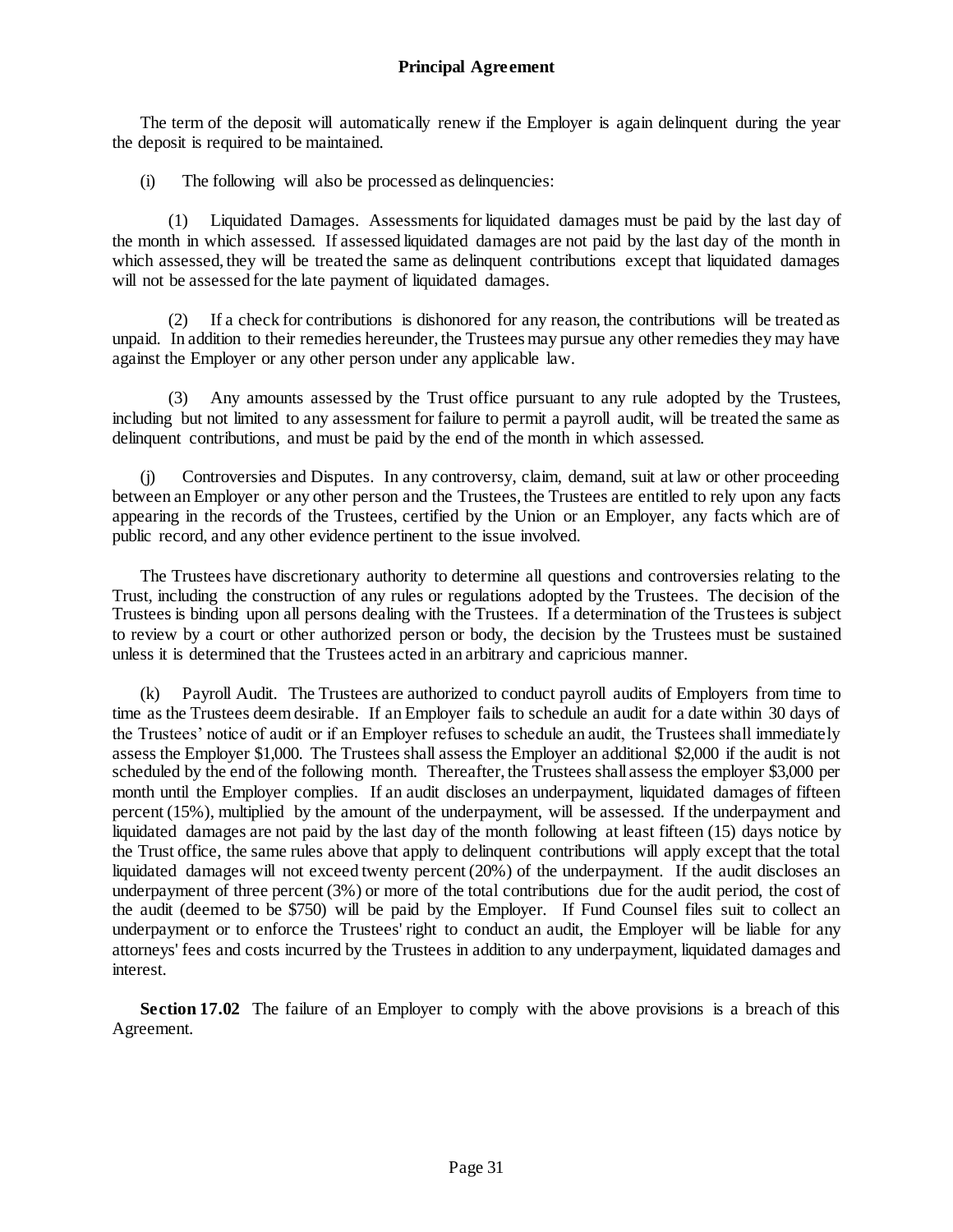The term of the deposit will automatically renew if the Employer is again delinquent during the year the deposit is required to be maintained.

(i) The following will also be processed as delinquencies:

(1) Liquidated Damages. Assessments for liquidated damages must be paid by the last day of the month in which assessed. If assessed liquidated damages are not paid by the last day of the month in which assessed, they will be treated the same as delinquent contributions except that liquidated damages will not be assessed for the late payment of liquidated damages.

(2) If a check for contributions is dishonored for any reason, the contributions will be treated as unpaid. In addition to their remedies hereunder, the Trustees may pursue any other remedies they may have against the Employer or any other person under any applicable law.

(3) Any amounts assessed by the Trust office pursuant to any rule adopted by the Trustees, including but not limited to any assessment for failure to permit a payroll audit, will be treated the same as delinquent contributions, and must be paid by the end of the month in which assessed.

(j) Controversies and Disputes. In any controversy, claim, demand, suit at law or other proceeding between an Employer or any other person and the Trustees, the Trustees are entitled to rely upon any facts appearing in the records of the Trustees, certified by the Union or an Employer, any facts which are of public record, and any other evidence pertinent to the issue involved.

The Trustees have discretionary authority to determine all questions and controversies relating to the Trust, including the construction of any rules or regulations adopted by the Trustees. The decision of the Trustees is binding upon all persons dealing with the Trustees. If a determination of the Trustees is subject to review by a court or other authorized person or body, the decision by the Trustees must be sustained unless it is determined that the Trustees acted in an arbitrary and capricious manner.

(k) Payroll Audit. The Trustees are authorized to conduct payroll audits of Employers from time to time as the Trustees deem desirable. If an Employer fails to schedule an audit for a date within 30 days of the Trustees' notice of audit or if an Employer refuses to schedule an audit, the Trustees shall immediately assess the Employer $1,000. The Trustees shall assess the Employer an additional $2,000 if the audit is not scheduled by the end of the following month. Thereafter, the Trustees shall assess the employer $3,000 per month until the Employer complies. If an audit discloses an underpayment, liquidated damages of fifteen percent (15%), multiplied by the amount of the underpayment, will be assessed. If the underpayment and liquidated damages are not paid by the last day of the month following at least fifteen (15) days notice by the Trust office, the same rules above that apply to delinquent contributions will apply except that the total liquidated damages will not exceed twenty percent (20%) of the underpayment. If the audit discloses an underpayment of three percent (3%) or more of the total contributions due for the audit period, the cost of the audit (deemed to be $750) will be paid by the Employer. If Fund Counsel files suit to collect an underpayment or to enforce the Trustees' right to conduct an audit, the Employer will be liable for any attorneys' fees and costs incurred by the Trustees in addition to any underpayment, liquidated damages and interest.

**Section 17.02** The failure of an Employer to comply with the above provisions is a breach of this Agreement.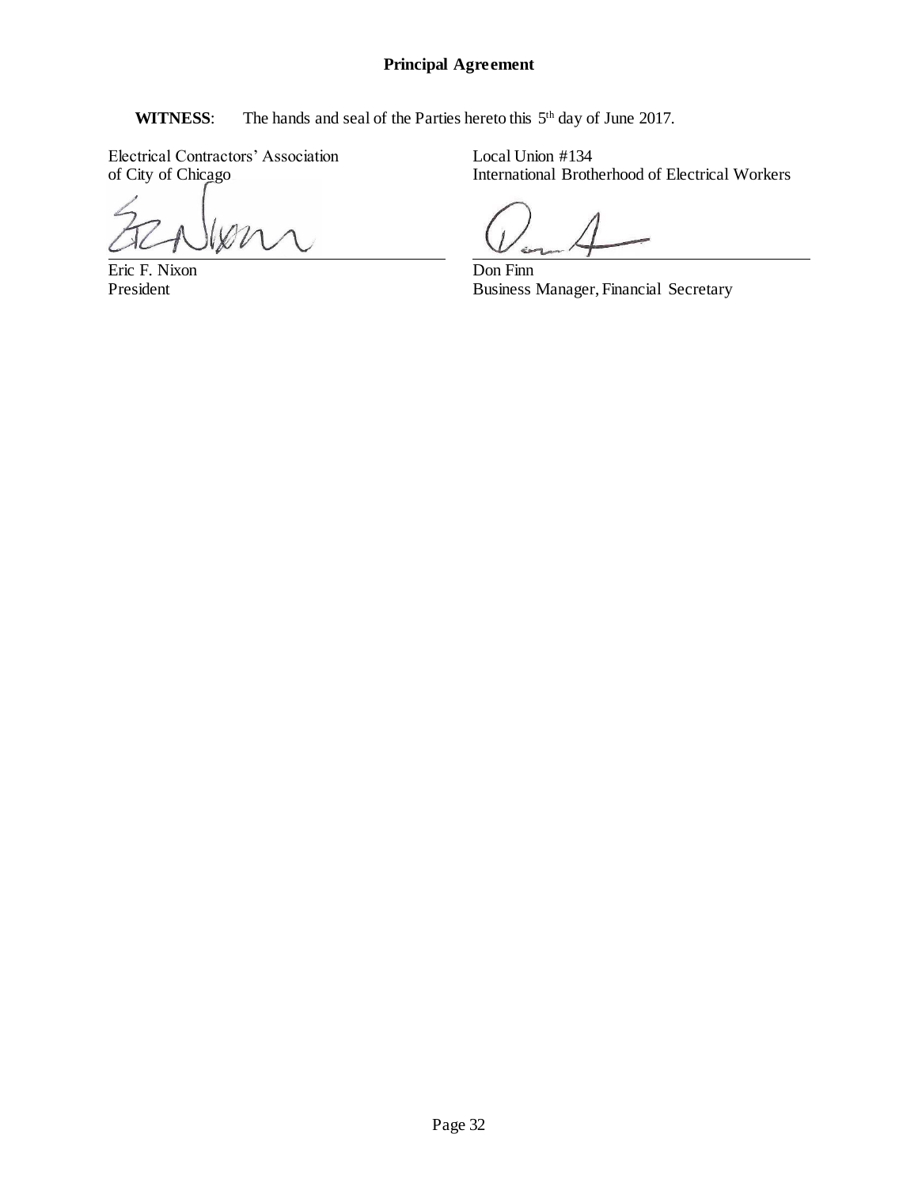**Principal Agreement**

**WITNESS**: The hands and seal of the Parties hereto this 5th day of June 2017.

Electrical Contractors' Association
of City of Chicago

Eric F. Nixon
President

Local Union #134
International Brotherhood of Electrical Workers

Don Finn
Business Manager, Financial Secretary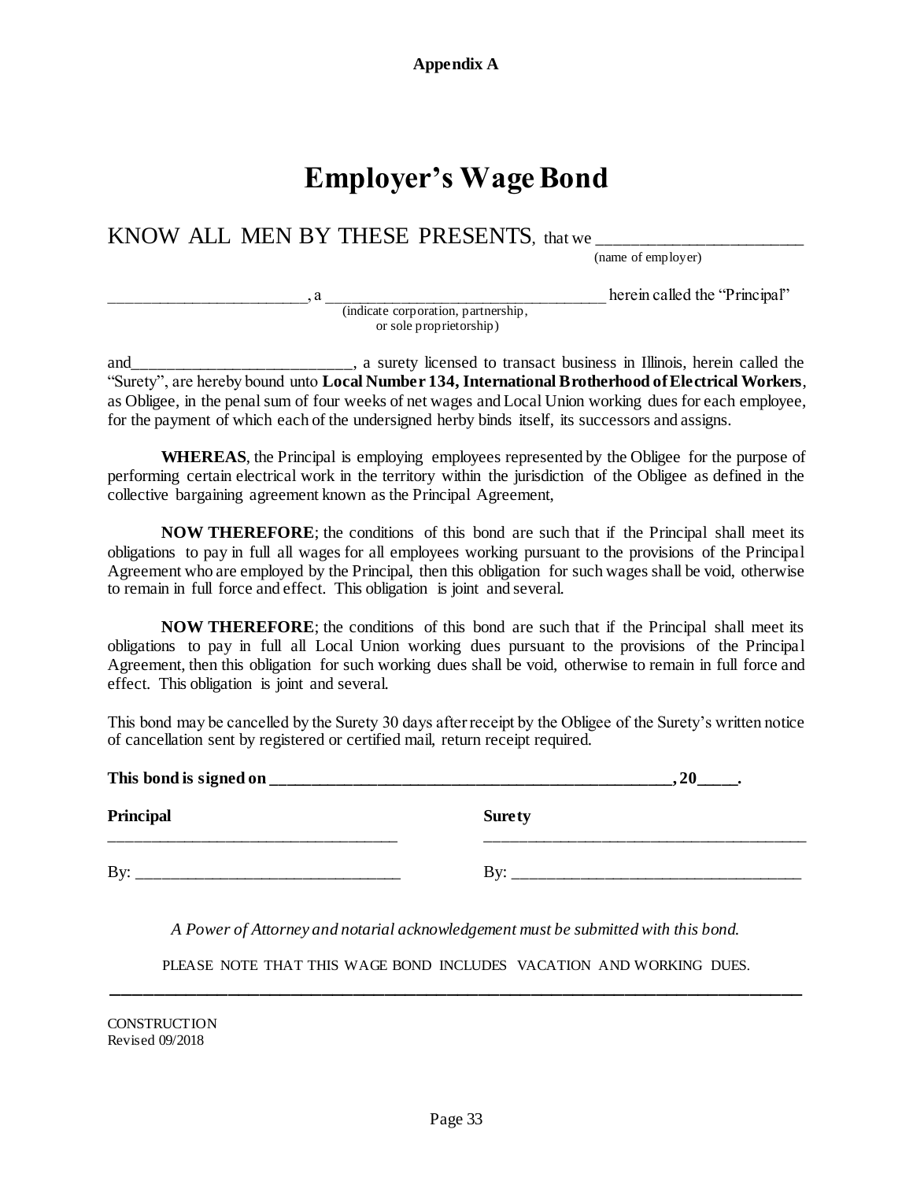**Appendix A**

# Employer's Wage Bond

KNOW ALL MEN BY THESE PRESENTS, that we ________________________
(name of employer)

________________________, a ____________________________________ herein called the "Principal"
(indicate corporation, partnership, or sole proprietorship)

and__________________________, a surety licensed to transact business in Illinois, herein called the "Surety", are hereby bound unto **Local Number 134, International Brotherhood of Electrical Workers**, as Obligee, in the penal sum of four weeks of net wages and Local Union working dues for each employee, for the payment of which each of the undersigned herby binds itself, its successors and assigns.

**WHEREAS**, the Principal is employing employees represented by the Obligee for the purpose of performing certain electrical work in the territory within the jurisdiction of the Obligee as defined in the collective bargaining agreement known as the Principal Agreement,

**NOW THEREFORE**; the conditions of this bond are such that if the Principal shall meet its obligations to pay in full all wages for all employees working pursuant to the provisions of the Principal Agreement who are employed by the Principal, then this obligation for such wages shall be void, otherwise to remain in full force and effect. This obligation is joint and several.

**NOW THEREFORE**; the conditions of this bond are such that if the Principal shall meet its obligations to pay in full all Local Union working dues pursuant to the provisions of the Principal Agreement, then this obligation for such working dues shall be void, otherwise to remain in full force and effect. This obligation is joint and several.

This bond may be cancelled by the Surety 30 days after receipt by the Obligee of the Surety's written notice of cancellation sent by registered or certified mail, return receipt required.

**This bond is signed on ________________________________________________, 20_____.**

| **Principal** | **Surety** |
|---|---|
| ________________________________ | ________________________________ |
| By: ____________________________ | By: ____________________________ |

*A Power of Attorney and notarial acknowledgement must be submitted with this bond.*

PLEASE NOTE THAT THIS WAGE BOND INCLUDES VACATION AND WORKING DUES.

CONSTRUCTION
Revised 09/2018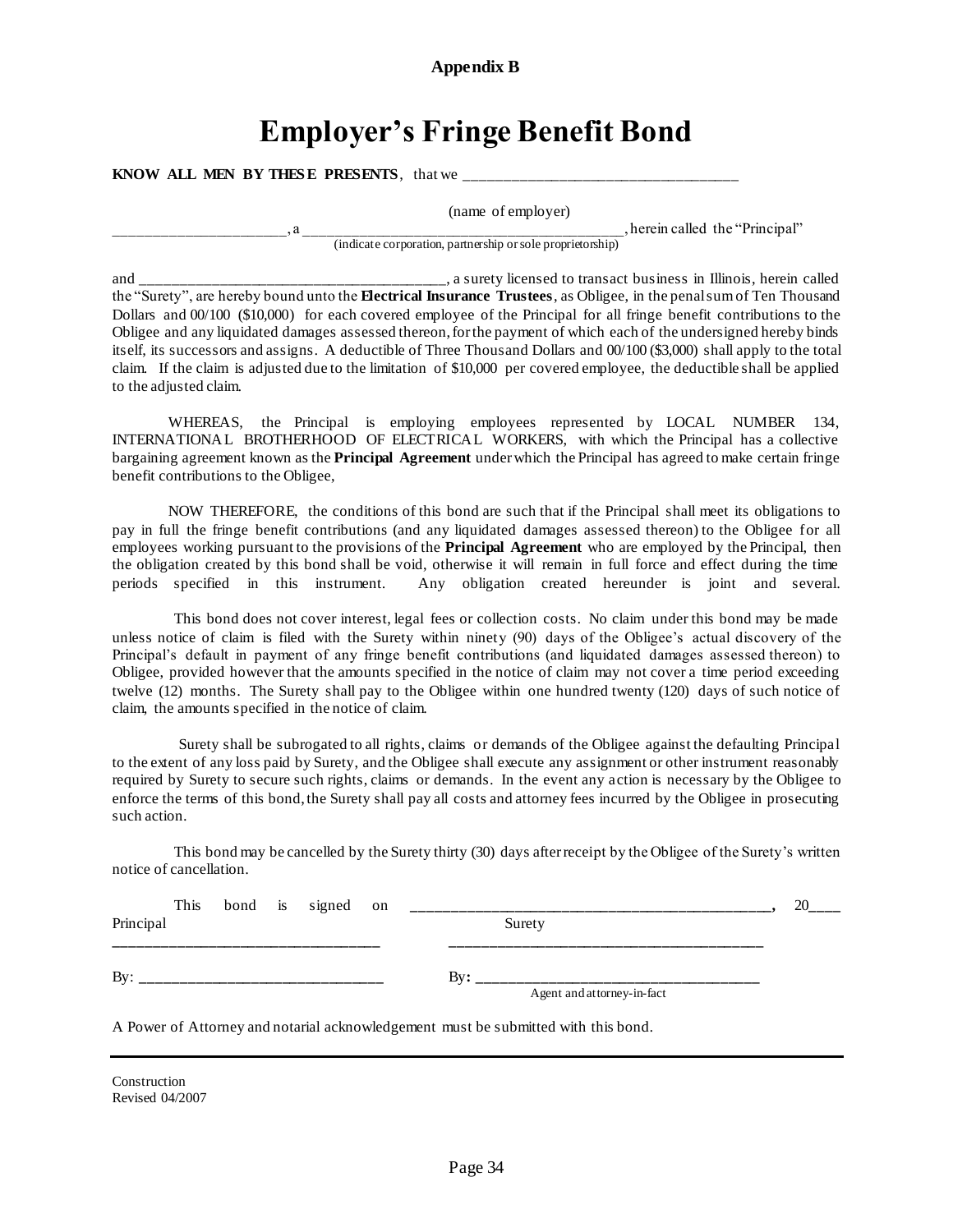**Appendix B**

# Employer's Fringe Benefit Bond

**KNOW ALL MEN BY THESE PRESENTS**, that we ____________________________________

(name of employer)

______________________, a _____________________________________________, herein called the "Principal"
(indicate corporation, partnership or sole proprietorship)

and ________________________________________, a surety licensed to transact business in Illinois, herein called the "Surety", are hereby bound unto the **Electrical Insurance Trustees**, as Obligee, in the penal sum of Ten Thousand Dollars and 00/100 ($10,000) for each covered employee of the Principal for all fringe benefit contributions to the Obligee and any liquidated damages assessed thereon, for the payment of which each of the undersigned hereby binds itself, its successors and assigns. A deductible of Three Thousand Dollars and 00/100 ($3,000) shall apply to the total claim. If the claim is adjusted due to the limitation of $10,000 per covered employee, the deductible shall be applied to the adjusted claim.

WHEREAS, the Principal is employing employees represented by LOCAL NUMBER 134, INTERNATIONAL BROTHERHOOD OF ELECTRICAL WORKERS, with which the Principal has a collective bargaining agreement known as the **Principal Agreement** under which the Principal has agreed to make certain fringe benefit contributions to the Obligee,

NOW THEREFORE, the conditions of this bond are such that if the Principal shall meet its obligations to pay in full the fringe benefit contributions (and any liquidated damages assessed thereon) to the Obligee for all employees working pursuant to the provisions of the **Principal Agreement** who are employed by the Principal, then the obligation created by this bond shall be void, otherwise it will remain in full force and effect during the time periods specified in this instrument. Any obligation created hereunder is joint and several.

This bond does not cover interest, legal fees or collection costs. No claim under this bond may be made unless notice of claim is filed with the Surety within ninety (90) days of the Obligee's actual discovery of the Principal's default in payment of any fringe benefit contributions (and liquidated damages assessed thereon) to Obligee, provided however that the amounts specified in the notice of claim may not cover a time period exceeding twelve (12) months. The Surety shall pay to the Obligee within one hundred twenty (120) days of such notice of claim, the amounts specified in the notice of claim.

Surety shall be subrogated to all rights, claims or demands of the Obligee against the defaulting Principal to the extent of any loss paid by Surety, and the Obligee shall execute any assignment or other instrument reasonably required by Surety to secure such rights, claims or demands. In the event any action is necessary by the Obligee to enforce the terms of this bond, the Surety shall pay all costs and attorney fees incurred by the Obligee in prosecuting such action.

This bond may be cancelled by the Surety thirty (30) days after receipt by the Obligee of the Surety's written notice of cancellation.

This bond is signed on ______________________________________________, 20____

Principal
___________________________________

By: _______________________________

Surety
___________________________________________

By: _______________________________________
Agent and attorney-in-fact

A Power of Attorney and notarial acknowledgement must be submitted with this bond.

Construction
Revised 04/2007